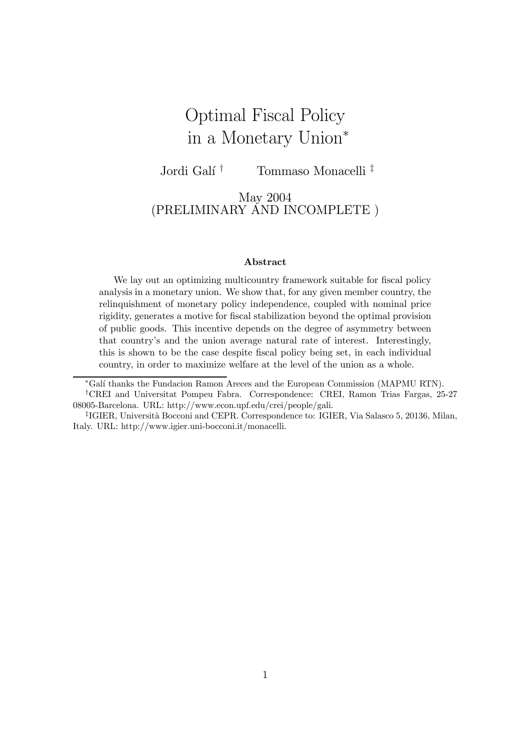# Optimal Fiscal Policy in a Monetary Union*

Jordi Galí [†] Tommaso Monacelli [‡]

May 2004
(PRELIMINARY AND INCOMPLETE )

### Abstract

We lay out an optimizing multicountry framework suitable for fiscal policy analysis in a monetary union. We show that, for any given member country, the relinquishment of monetary policy independence, coupled with nominal price rigidity, generates a motive for fiscal stabilization beyond the optimal provision of public goods. This incentive depends on the degree of asymmetry between that country's and the union average natural rate of interest. Interestingly, this is shown to be the case despite fiscal policy being set, in each individual country, in order to maximize welfare at the level of the union as a whole.

---

*Galí thanks the Fundacion Ramon Areces and the European Commission (MAPMU RTN).

†CREI and Universitat Pompeu Fabra. Correspondence: CREI, Ramon Trias Fargas, 25-27 08005-Barcelona. URL: http://www.econ.upf.edu/crei/people/gali.

‡IGIER, Università Bocconi and CEPR. Correspondence to: IGIER, Via Salasco 5, 20136, Milan, Italy. URL: http://www.igier.uni-bocconi.it/monacelli.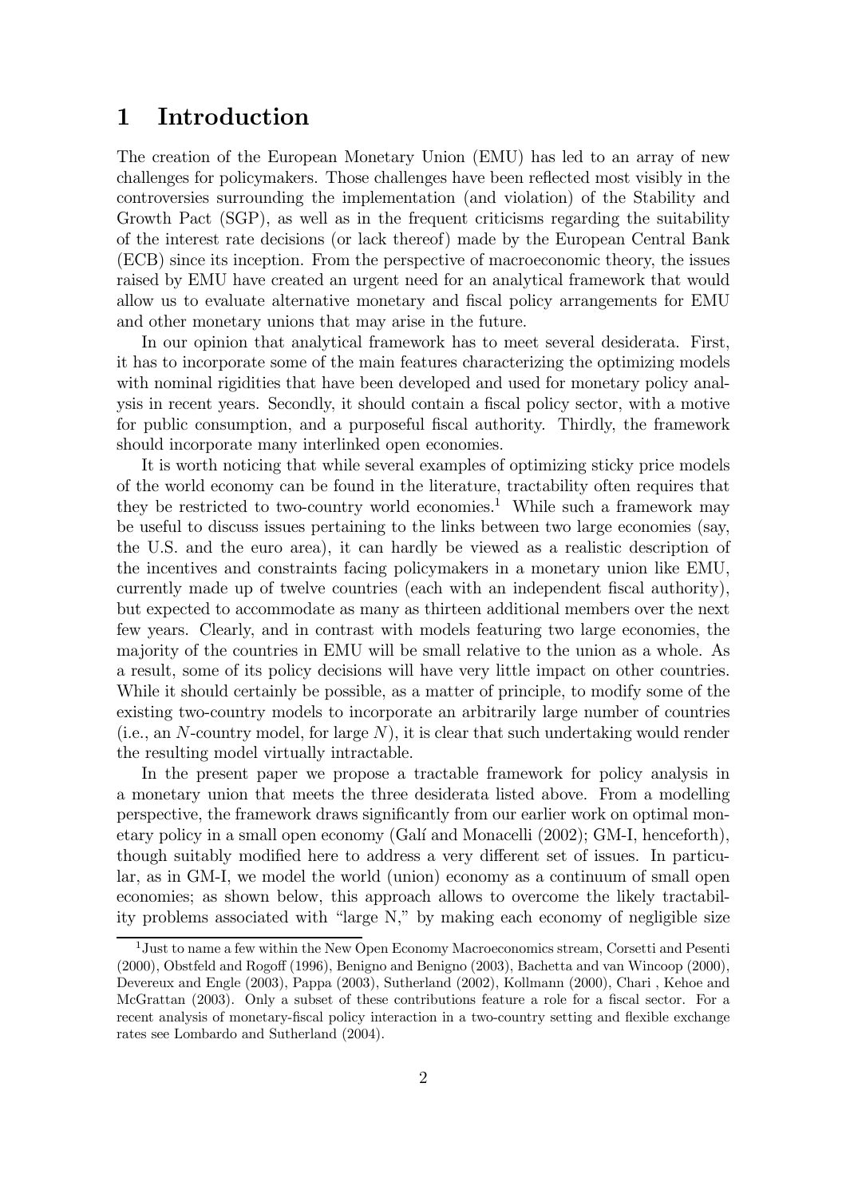# 1 Introduction

The creation of the European Monetary Union (EMU) has led to an array of new challenges for policymakers. Those challenges have been reflected most visibly in the controversies surrounding the implementation (and violation) of the Stability and Growth Pact (SGP), as well as in the frequent criticisms regarding the suitability of the interest rate decisions (or lack thereof) made by the European Central Bank (ECB) since its inception. From the perspective of macroeconomic theory, the issues raised by EMU have created an urgent need for an analytical framework that would allow us to evaluate alternative monetary and fiscal policy arrangements for EMU and other monetary unions that may arise in the future.

In our opinion that analytical framework has to meet several desiderata. First, it has to incorporate some of the main features characterizing the optimizing models with nominal rigidities that have been developed and used for monetary policy analysis in recent years. Secondly, it should contain a fiscal policy sector, with a motive for public consumption, and a purposeful fiscal authority. Thirdly, the framework should incorporate many interlinked open economies.

It is worth noticing that while several examples of optimizing sticky price models of the world economy can be found in the literature, tractability often requires that they be restricted to two-country world economies.[1] While such a framework may be useful to discuss issues pertaining to the links between two large economies (say, the U.S. and the euro area), it can hardly be viewed as a realistic description of the incentives and constraints facing policymakers in a monetary union like EMU, currently made up of twelve countries (each with an independent fiscal authority), but expected to accommodate as many as thirteen additional members over the next few years. Clearly, and in contrast with models featuring two large economies, the majority of the countries in EMU will be small relative to the union as a whole. As a result, some of its policy decisions will have very little impact on other countries. While it should certainly be possible, as a matter of principle, to modify some of the existing two-country models to incorporate an arbitrarily large number of countries (i.e., an $N$-country model, for large $N$), it is clear that such undertaking would render the resulting model virtually intractable.

In the present paper we propose a tractable framework for policy analysis in a monetary union that meets the three desiderata listed above. From a modelling perspective, the framework draws significantly from our earlier work on optimal monetary policy in a small open economy (Galí and Monacelli (2002); GM-I, henceforth), though suitably modified here to address a very different set of issues. In particular, as in GM-I, we model the world (union) economy as a continuum of small open economies; as shown below, this approach allows to overcome the likely tractability problems associated with "large N," by making each economy of negligible size

[1] Just to name a few within the New Open Economy Macroeconomics stream, Corsetti and Pesenti (2000), Obstfeld and Rogoff (1996), Benigno and Benigno (2003), Bachetta and van Wincoop (2000), Devereux and Engle (2003), Pappa (2003), Sutherland (2002), Kollmann (2000), Chari , Kehoe and McGrattan (2003). Only a subset of these contributions feature a role for a fiscal sector. For a recent analysis of monetary-fiscal policy interaction in a two-country setting and flexible exchange rates see Lombardo and Sutherland (2004).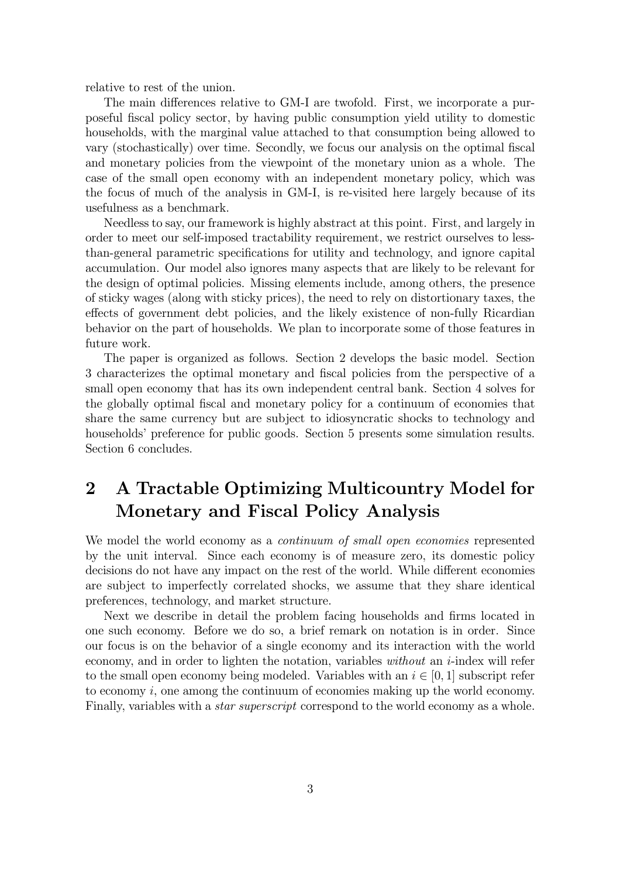relative to rest of the union.

The main differences relative to GM-I are twofold. First, we incorporate a purposeful fiscal policy sector, by having public consumption yield utility to domestic households, with the marginal value attached to that consumption being allowed to vary (stochastically) over time. Secondly, we focus our analysis on the optimal fiscal and monetary policies from the viewpoint of the monetary union as a whole. The case of the small open economy with an independent monetary policy, which was the focus of much of the analysis in GM-I, is re-visited here largely because of its usefulness as a benchmark.

Needless to say, our framework is highly abstract at this point. First, and largely in order to meet our self-imposed tractability requirement, we restrict ourselves to less-than-general parametric specifications for utility and technology, and ignore capital accumulation. Our model also ignores many aspects that are likely to be relevant for the design of optimal policies. Missing elements include, among others, the presence of sticky wages (along with sticky prices), the need to rely on distortionary taxes, the effects of government debt policies, and the likely existence of non-fully Ricardian behavior on the part of households. We plan to incorporate some of those features in future work.

The paper is organized as follows. Section 2 develops the basic model. Section 3 characterizes the optimal monetary and fiscal policies from the perspective of a small open economy that has its own independent central bank. Section 4 solves for the globally optimal fiscal and monetary policy for a continuum of economies that share the same currency but are subject to idiosyncratic shocks to technology and households' preference for public goods. Section 5 presents some simulation results. Section 6 concludes.

# 2 A Tractable Optimizing Multicountry Model for Monetary and Fiscal Policy Analysis

We model the world economy as a *continuum of small open economies* represented by the unit interval. Since each economy is of measure zero, its domestic policy decisions do not have any impact on the rest of the world. While different economies are subject to imperfectly correlated shocks, we assume that they share identical preferences, technology, and market structure.

Next we describe in detail the problem facing households and firms located in one such economy. Before we do so, a brief remark on notation is in order. Since our focus is on the behavior of a single economy and its interaction with the world economy, and in order to lighten the notation, variables *without* an $i$-index will refer to the small open economy being modeled. Variables with an $i \in [0, 1]$ subscript refer to economy $i$, one among the continuum of economies making up the world economy. Finally, variables with a *star superscript* correspond to the world economy as a whole.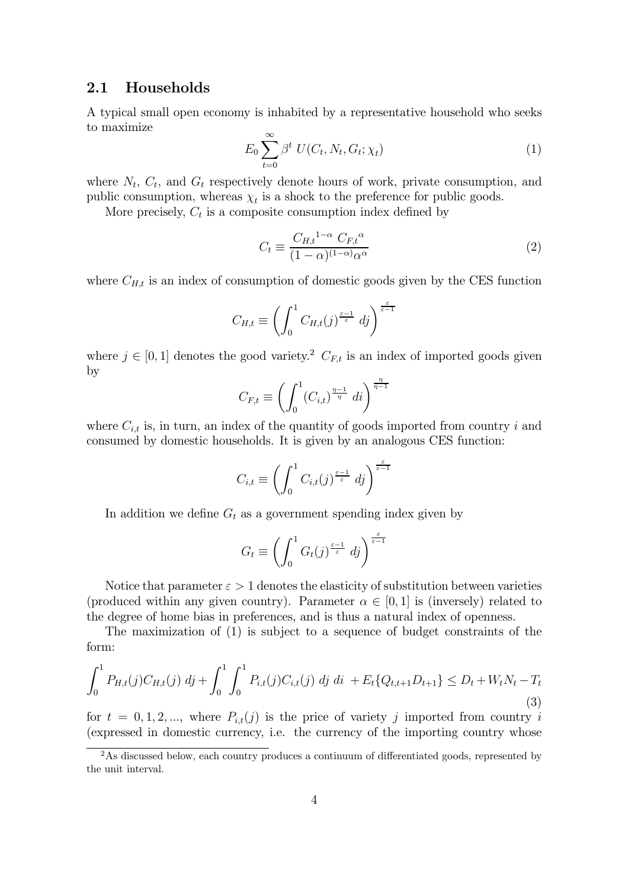## 2.1 Households

A typical small open economy is inhabited by a representative household who seeks to maximize

$$E_0 \sum_{t=0}^{\infty} \beta^t \; U(C_t, N_t, G_t; \chi_t) \tag{1}$$

where $N_t$, $C_t$, and $G_t$ respectively denote hours of work, private consumption, and public consumption, whereas $\chi_t$ is a shock to the preference for public goods.

More precisely, $C_t$ is a composite consumption index defined by

$$C_t \equiv \frac{{C_{H,t}}^{1-\alpha} \; {C_{F,t}}^{\alpha}}{(1-\alpha)^{(1-\alpha)} \alpha^{\alpha}} \tag{2}$$

where $C_{H,t}$ is an index of consumption of domestic goods given by the CES function

$$C_{H,t} \equiv \left( \int_0^1 C_{H,t}(j)^{\frac{\varepsilon-1}{\varepsilon}} \; dj \right)^{\frac{\varepsilon}{\varepsilon-1}}$$

where $j \in [0,1]$ denotes the good variety.[2] $C_{F,t}$ is an index of imported goods given by

$$C_{F,t} \equiv \left( \int_0^1 (C_{i,t})^{\frac{\eta-1}{\eta}} \; di \right)^{\frac{\eta}{\eta-1}}$$

where $C_{i,t}$ is, in turn, an index of the quantity of goods imported from country $i$ and consumed by domestic households. It is given by an analogous CES function:

$$C_{i,t} \equiv \left( \int_0^1 C_{i,t}(j)^{\frac{\varepsilon-1}{\varepsilon}} \; dj \right)^{\frac{\varepsilon}{\varepsilon-1}}$$

In addition we define $G_t$ as a government spending index given by

$$G_t \equiv \left( \int_0^1 G_t(j)^{\frac{\varepsilon-1}{\varepsilon}} \; dj \right)^{\frac{\varepsilon}{\varepsilon-1}}$$

Notice that parameter $\varepsilon > 1$ denotes the elasticity of substitution between varieties (produced within any given country). Parameter $\alpha \in [0,1]$ is (inversely) related to the degree of home bias in preferences, and is thus a natural index of openness.

The maximization of (1) is subject to a sequence of budget constraints of the form:

$$\int_0^1 P_{H,t}(j) C_{H,t}(j) \; dj + \int_0^1 \int_0^1 P_{i,t}(j) C_{i,t}(j) \; dj \; di \; + E_t\{Q_{t,t+1} D_{t+1}\} \leq D_t + W_t N_t - T_t \tag{3}$$

for $t = 0, 1, 2, ...$, where $P_{i,t}(j)$ is the price of variety $j$ imported from country $i$ (expressed in domestic currency, i.e. the currency of the importing country whose

[2] As discussed below, each country produces a continuum of differentiated goods, represented by the unit interval.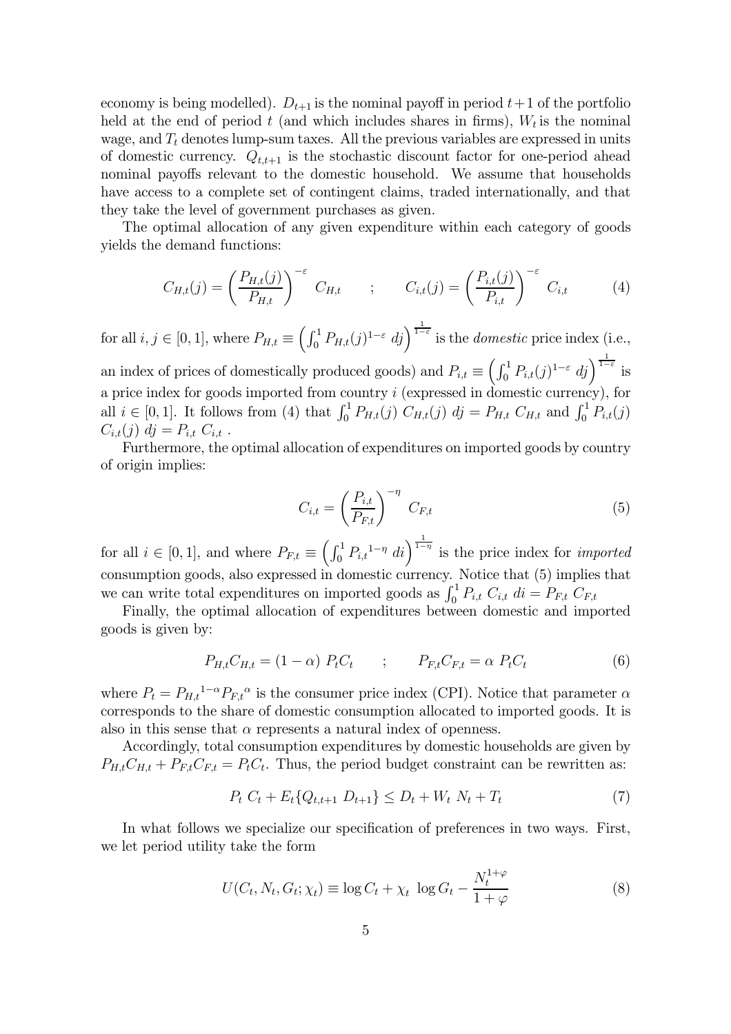economy is being modelled). $D_{t+1}$ is the nominal payoff in period $t+1$ of the portfolio held at the end of period $t$ (and which includes shares in firms), $W_t$ is the nominal wage, and $T_t$ denotes lump-sum taxes. All the previous variables are expressed in units of domestic currency. $Q_{t,t+1}$ is the stochastic discount factor for one-period ahead nominal payoffs relevant to the domestic household. We assume that households have access to a complete set of contingent claims, traded internationally, and that they take the level of government purchases as given.

The optimal allocation of any given expenditure within each category of goods yields the demand functions:

$$C_{H,t}(j) = \left( \frac{P_{H,t}(j)}{P_{H,t}} \right)^{-\varepsilon} C_{H,t} \qquad ; \qquad C_{i,t}(j) = \left( \frac{P_{i,t}(j)}{P_{i,t}} \right)^{-\varepsilon} C_{i,t} \tag{4}$$

for all $i, j \in [0,1]$, where $P_{H,t} \equiv \left( \int_0^1 P_{H,t}(j)^{1-\varepsilon} \, dj \right)^{\frac{1}{1-\varepsilon}}$ is the *domestic* price index (i.e., an index of prices of domestically produced goods) and $P_{i,t} \equiv \left( \int_0^1 P_{i,t}(j)^{1-\varepsilon} \, dj \right)^{\frac{1}{1-\varepsilon}}$ is a price index for goods imported from country $i$ (expressed in domestic currency), for all $i \in [0,1]$. It follows from (4) that $\int_0^1 P_{H,t}(j) \; C_{H,t}(j) \; dj = P_{H,t} \; C_{H,t}$ and $\int_0^1 P_{i,t}(j) \; C_{i,t}(j) \; dj = P_{i,t} \; C_{i,t}$ .

Furthermore, the optimal allocation of expenditures on imported goods by country of origin implies:

$$C_{i,t} = \left( \frac{P_{i,t}}{P_{F,t}} \right)^{-\eta} C_{F,t} \tag{5}$$

for all $i \in [0,1]$, and where $P_{F,t} \equiv \left( \int_0^1 P_{i,t}{}^{1-\eta} \, di \right)^{\frac{1}{1-\eta}}$ is the price index for *imported* consumption goods, also expressed in domestic currency. Notice that (5) implies that we can write total expenditures on imported goods as $\int_0^1 P_{i,t} \; C_{i,t} \; di = P_{F,t} \; C_{F,t}$

Finally, the optimal allocation of expenditures between domestic and imported goods is given by:

$$P_{H,t} C_{H,t} = (1-\alpha) \; P_t C_t \qquad ; \qquad P_{F,t} C_{F,t} = \alpha \; P_t C_t \tag{6}$$

where $P_t = P_{H,t}{}^{1-\alpha} P_{F,t}{}^{\alpha}$ is the consumer price index (CPI). Notice that parameter $\alpha$ corresponds to the share of domestic consumption allocated to imported goods. It is also in this sense that $\alpha$ represents a natural index of openness.

Accordingly, total consumption expenditures by domestic households are given by $P_{H,t} C_{H,t} + P_{F,t} C_{F,t} = P_t C_t$. Thus, the period budget constraint can be rewritten as:

$$P_t \; C_t + E_t \{ Q_{t,t+1} \; D_{t+1} \} \leq D_t + W_t \; N_t + T_t \tag{7}$$

In what follows we specialize our specification of preferences in two ways. First, we let period utility take the form

$$U(C_t, N_t, G_t; \chi_t) \equiv \log C_t + \chi_t \; \log G_t - \frac{N_t^{1+\varphi}}{1+\varphi} \tag{8}$$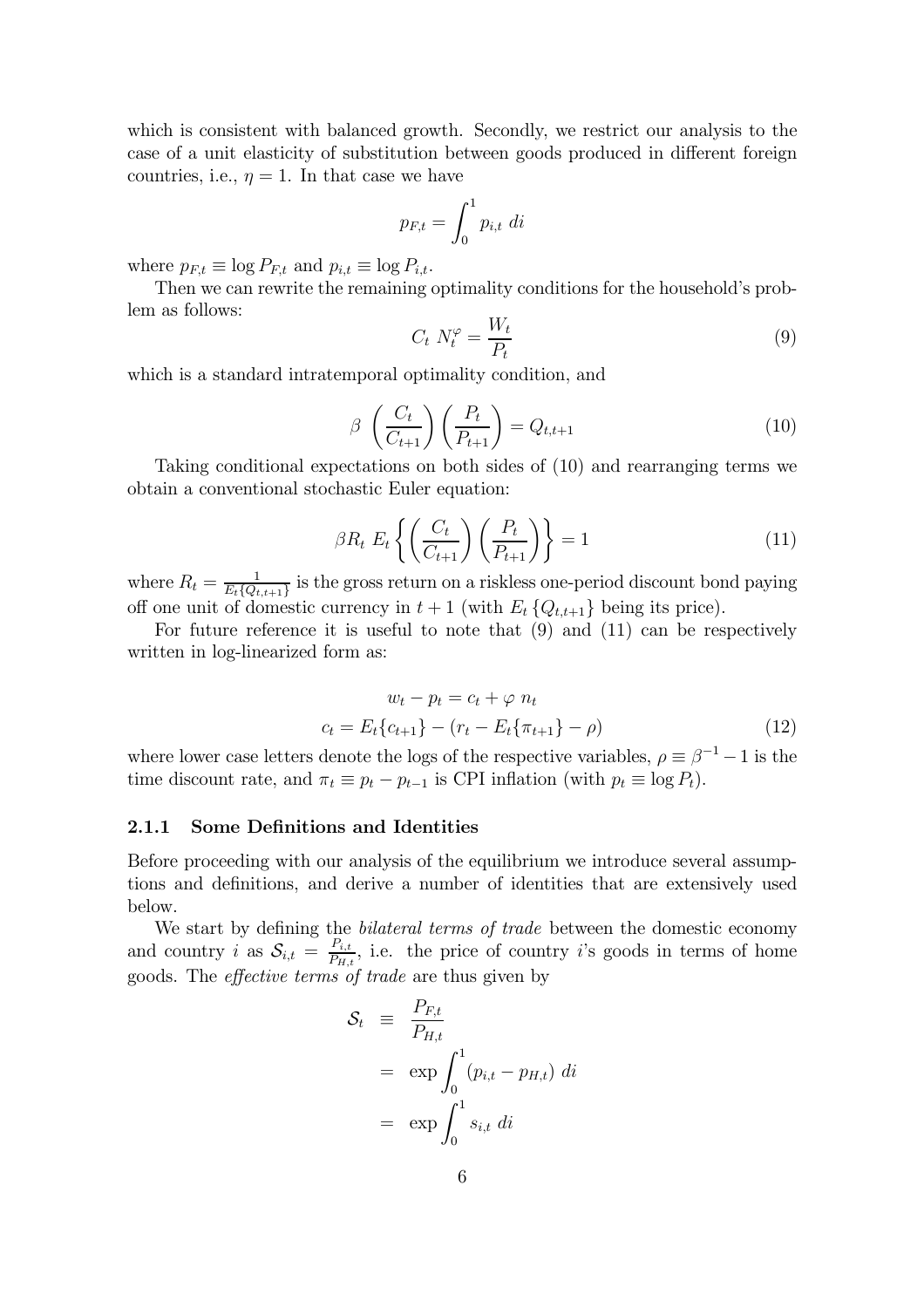which is consistent with balanced growth. Secondly, we restrict our analysis to the case of a unit elasticity of substitution between goods produced in different foreign countries, i.e., $\eta = 1$. In that case we have

$$p_{F,t} = \int_0^1 p_{i,t} \ di$$

where $p_{F,t} \equiv \log P_{F,t}$ and $p_{i,t} \equiv \log P_{i,t}$.

Then we can rewrite the remaining optimality conditions for the household's problem as follows:

$$C_t \ N_t^{\varphi} = \frac{W_t}{P_t} \tag{9}$$

which is a standard intratemporal optimality condition, and

$$\beta \ \left(\frac{C_t}{C_{t+1}}\right)\left(\frac{P_t}{P_{t+1}}\right) = Q_{t,t+1} \tag{10}$$

Taking conditional expectations on both sides of (10) and rearranging terms we obtain a conventional stochastic Euler equation:

$$\beta R_t \ E_t\left\{\left(\frac{C_t}{C_{t+1}}\right)\left(\frac{P_t}{P_{t+1}}\right)\right\} = 1 \tag{11}$$

where $R_t = \frac{1}{E_t\{Q_{t,t+1}\}}$ is the gross return on a riskless one-period discount bond paying off one unit of domestic currency in $t+1$ (with $E_t\{Q_{t,t+1}\}$ being its price).

For future reference it is useful to note that (9) and (11) can be respectively written in log-linearized form as:

$$w_t - p_t = c_t + \varphi \ n_t$$

$$c_t = E_t\{c_{t+1}\} - (r_t - E_t\{\pi_{t+1}\} - \rho) \tag{12}$$

where lower case letters denote the logs of the respective variables, $\rho \equiv \beta^{-1} - 1$ is the time discount rate, and $\pi_t \equiv p_t - p_{t-1}$ is CPI inflation (with $p_t \equiv \log P_t$).

### 2.1.1 Some Definitions and Identities

Before proceeding with our analysis of the equilibrium we introduce several assumptions and definitions, and derive a number of identities that are extensively used below.

We start by defining the *bilateral terms of trade* between the domestic economy and country $i$ as $\mathcal{S}_{i,t} = \frac{P_{i,t}}{P_{H,t}}$, i.e. the price of country $i$'s goods in terms of home goods. The *effective terms of trade* are thus given by

$$\begin{aligned}
\mathcal{S}_t &\equiv \frac{P_{F,t}}{P_{H,t}} \\
&= \exp \int_0^1 (p_{i,t} - p_{H,t}) \ di \\
&= \exp \int_0^1 s_{i,t} \ di
\end{aligned}$$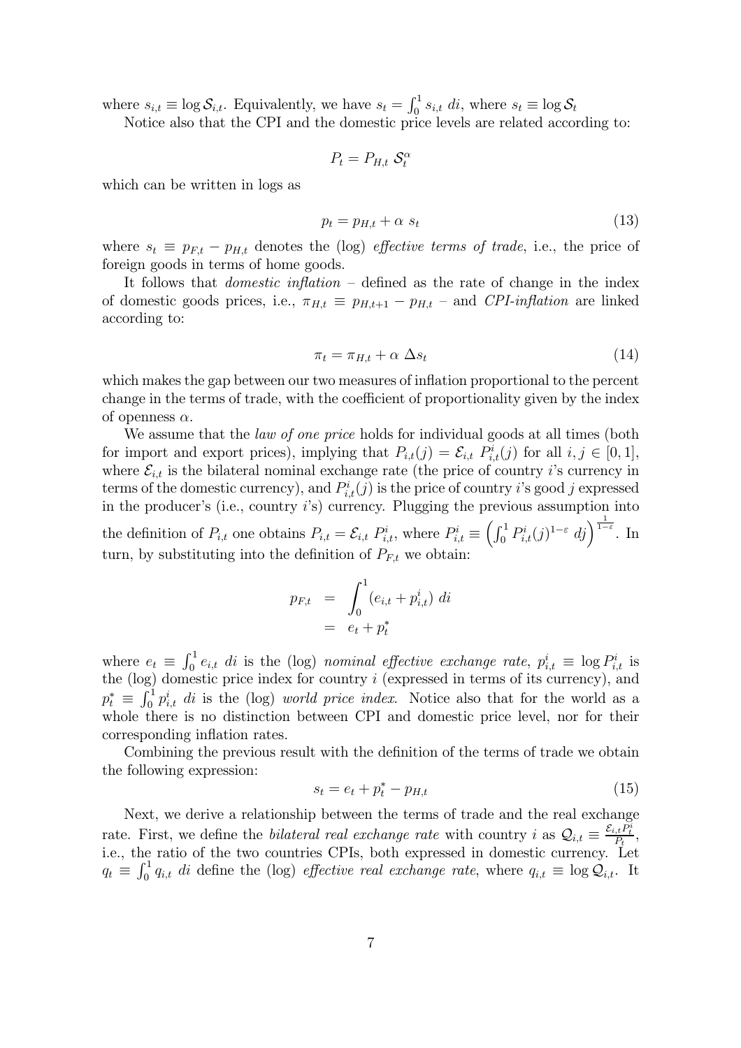where $s_{i,t} \equiv \log \mathcal{S}_{i,t}$. Equivalently, we have $s_t = \int_0^1 s_{i,t}\ di$, where $s_t \equiv \log \mathcal{S}_t$

Notice also that the CPI and the domestic price levels are related according to:

$$P_t = P_{H,t}\ \mathcal{S}_t^{\alpha}$$

which can be written in logs as

$$p_t = p_{H,t} + \alpha\ s_t \tag{13}$$

where $s_t \equiv p_{F,t} - p_{H,t}$ denotes the (log) *effective terms of trade*, i.e., the price of foreign goods in terms of home goods.

It follows that *domestic inflation* – defined as the rate of change in the index of domestic goods prices, i.e., $\pi_{H,t} \equiv p_{H,t+1} - p_{H,t}$ – and *CPI-inflation* are linked according to:

$$\pi_t = \pi_{H,t} + \alpha\ \Delta s_t \tag{14}$$

which makes the gap between our two measures of inflation proportional to the percent change in the terms of trade, with the coefficient of proportionality given by the index of openness $\alpha$.

We assume that the *law of one price* holds for individual goods at all times (both for import and export prices), implying that $P_{i,t}(j) = \mathcal{E}_{i,t}\ P_{i,t}^i(j)$ for all $i, j \in [0,1]$, where $\mathcal{E}_{i,t}$ is the bilateral nominal exchange rate (the price of country $i$'s currency in terms of the domestic currency), and $P_{i,t}^i(j)$ is the price of country $i$'s good $j$ expressed in the producer's (i.e., country $i$'s) currency. Plugging the previous assumption into the definition of $P_{i,t}$ one obtains $P_{i,t} = \mathcal{E}_{i,t}\ P_{i,t}^i$, where $P_{i,t}^i \equiv \left(\int_0^1 P_{i,t}^i(j)^{1-\varepsilon}\ dj\right)^{\frac{1}{1-\varepsilon}}$. In turn, by substituting into the definition of $P_{F,t}$ we obtain:

$$\begin{aligned} p_{F,t} &= \int_0^1 (e_{i,t} + p_{i,t}^i)\ di \\ &= e_t + p_t^* \end{aligned}$$

where $e_t \equiv \int_0^1 e_{i,t}\ di$ is the (log) *nominal effective exchange rate*, $p_{i,t}^i \equiv \log P_{i,t}^i$ is the (log) domestic price index for country $i$ (expressed in terms of its currency), and $p_t^* \equiv \int_0^1 p_{i,t}^i\ di$ is the (log) *world price index*. Notice also that for the world as a whole there is no distinction between CPI and domestic price level, nor for their corresponding inflation rates.

Combining the previous result with the definition of the terms of trade we obtain the following expression:

$$s_t = e_t + p_t^* - p_{H,t} \tag{15}$$

Next, we derive a relationship between the terms of trade and the real exchange rate. First, we define the *bilateral real exchange rate* with country $i$ as $\mathcal{Q}_{i,t} \equiv \frac{\mathcal{E}_{i,t} P_t^i}{P_t}$, i.e., the ratio of the two countries CPIs, both expressed in domestic currency. Let $q_t \equiv \int_0^1 q_{i,t}\ di$ define the (log) *effective real exchange rate*, where $q_{i,t} \equiv \log \mathcal{Q}_{i,t}$. It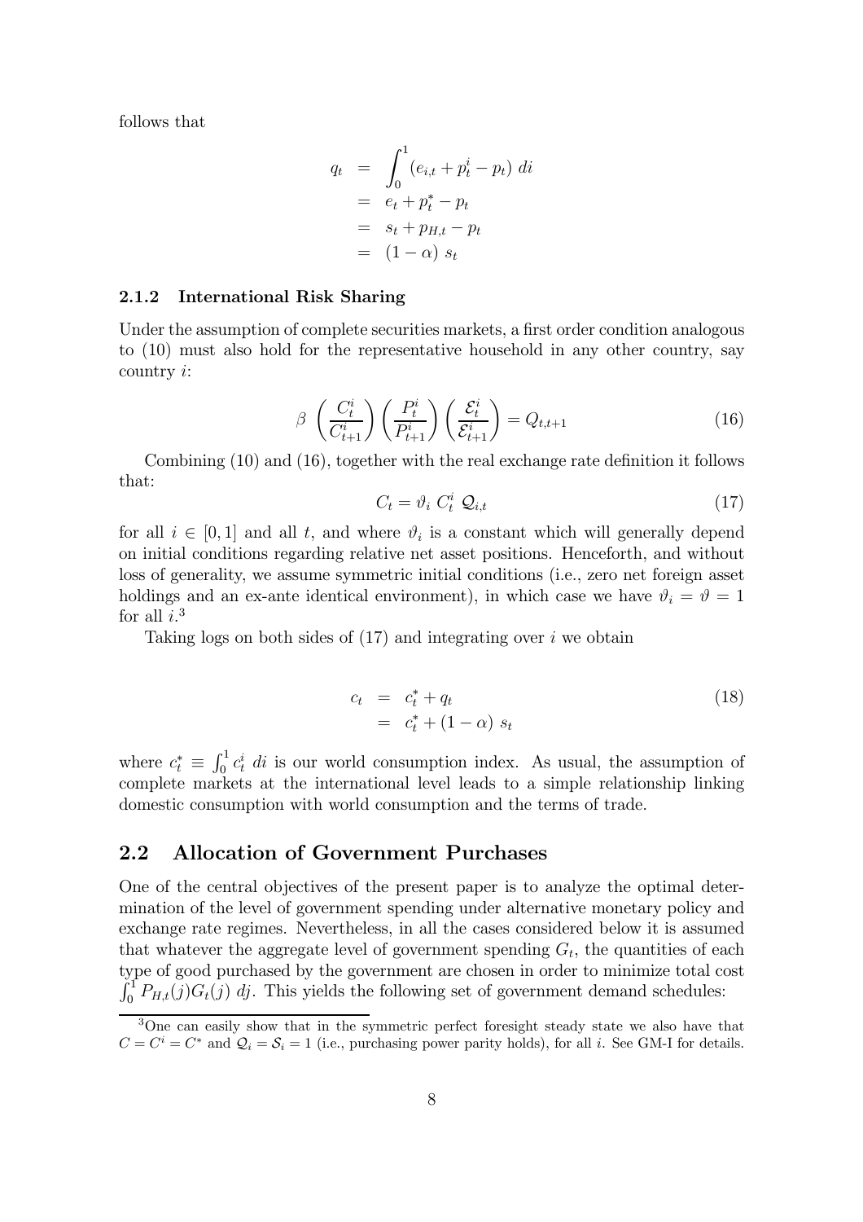follows that

$$
\begin{aligned}
q_t &= \int_0^1 (e_{i,t} + p_t^i - p_t) \, di \\
&= e_t + p_t^* - p_t \\
&= s_t + p_{H,t} - p_t \\
&= (1-\alpha) \, s_t
\end{aligned}
$$

### 2.1.2 International Risk Sharing

Under the assumption of complete securities markets, a first order condition analogous to (10) must also hold for the representative household in any other country, say country $i$:

$$
\beta \left( \frac{C_t^i}{C_{t+1}^i} \right) \left( \frac{P_t^i}{P_{t+1}^i} \right) \left( \frac{\mathcal{E}_t^i}{\mathcal{E}_{t+1}^i} \right) = Q_{t,t+1} \tag{16}
$$

Combining (10) and (16), together with the real exchange rate definition it follows that:

$$
C_t = \vartheta_i \; C_t^i \; \mathcal{Q}_{i,t} \tag{17}
$$

for all $i \in [0,1]$ and all $t$, and where $\vartheta_i$ is a constant which will generally depend on initial conditions regarding relative net asset positions. Henceforth, and without loss of generality, we assume symmetric initial conditions (i.e., zero net foreign asset holdings and an ex-ante identical environment), in which case we have $\vartheta_i = \vartheta = 1$ for all $i$.[3]

Taking logs on both sides of (17) and integrating over $i$ we obtain

$$
\begin{aligned}
c_t &= c_t^* + q_t \\
&= c_t^* + (1-\alpha) \, s_t
\end{aligned} \tag{18}
$$

where $c_t^* \equiv \int_0^1 c_t^i \, di$ is our world consumption index. As usual, the assumption of complete markets at the international level leads to a simple relationship linking domestic consumption with world consumption and the terms of trade.

## 2.2 Allocation of Government Purchases

One of the central objectives of the present paper is to analyze the optimal determination of the level of government spending under alternative monetary policy and exchange rate regimes. Nevertheless, in all the cases considered below it is assumed that whatever the aggregate level of government spending $G_t$, the quantities of each type of good purchased by the government are chosen in order to minimize total cost $\int_0^1 P_{H,t}(j) G_t(j) \, dj$. This yields the following set of government demand schedules:

[3] One can easily show that in the symmetric perfect foresight steady state we also have that $C = C^i = C^*$ and $\mathcal{Q}_i = \mathcal{S}_i = 1$ (i.e., purchasing power parity holds), for all $i$. See GM-I for details.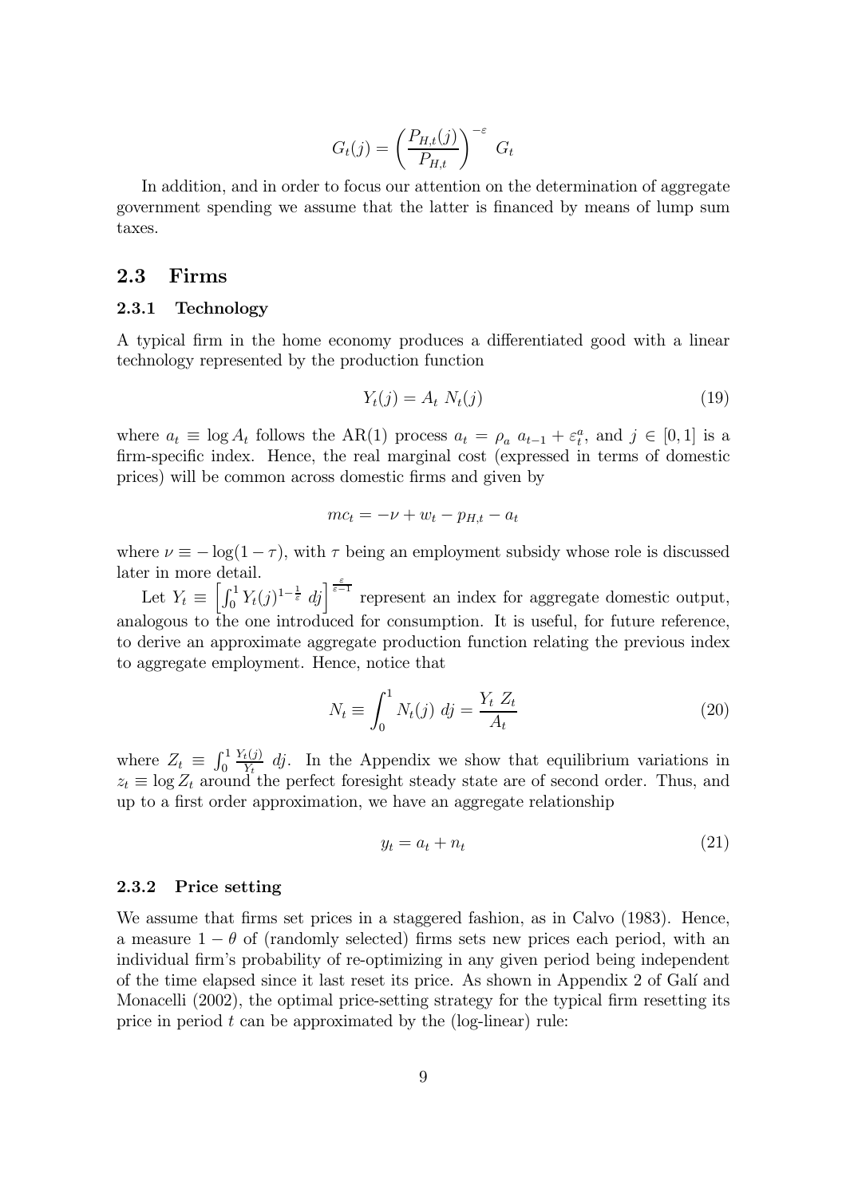$$G_t(j) = \left( \frac{P_{H,t}(j)}{P_{H,t}} \right)^{-\varepsilon} G_t$$

In addition, and in order to focus our attention on the determination of aggregate government spending we assume that the latter is financed by means of lump sum taxes.

## 2.3 Firms

### 2.3.1 Technology

A typical firm in the home economy produces a differentiated good with a linear technology represented by the production function

$$Y_t(j) = A_t \; N_t(j) \tag{19}$$

where $a_t \equiv \log A_t$ follows the AR(1) process $a_t = \rho_a \; a_{t-1} + \varepsilon_t^a$, and $j \in [0, 1]$ is a firm-specific index. Hence, the real marginal cost (expressed in terms of domestic prices) will be common across domestic firms and given by

$$mc_t = -\nu + w_t - p_{H,t} - a_t$$

where $\nu \equiv -\log(1 - \tau)$, with $\tau$ being an employment subsidy whose role is discussed later in more detail.

Let $Y_t \equiv \left[ \int_0^1 Y_t(j)^{1-\frac{1}{\varepsilon}} \; dj \right]^{\frac{\varepsilon}{\varepsilon - 1}}$ represent an index for aggregate domestic output, analogous to the one introduced for consumption. It is useful, for future reference, to derive an approximate aggregate production function relating the previous index to aggregate employment. Hence, notice that

$$N_t \equiv \int_0^1 N_t(j) \; dj = \frac{Y_t \; Z_t}{A_t} \tag{20}$$

where $Z_t \equiv \int_0^1 \frac{Y_t(j)}{Y_t} \; dj$. In the Appendix we show that equilibrium variations in $z_t \equiv \log Z_t$ around the perfect foresight steady state are of second order. Thus, and up to a first order approximation, we have an aggregate relationship

$$y_t = a_t + n_t \tag{21}$$

### 2.3.2 Price setting

We assume that firms set prices in a staggered fashion, as in Calvo (1983). Hence, a measure $1 - \theta$ of (randomly selected) firms sets new prices each period, with an individual firm's probability of re-optimizing in any given period being independent of the time elapsed since it last reset its price. As shown in Appendix 2 of Galí and Monacelli (2002), the optimal price-setting strategy for the typical firm resetting its price in period $t$ can be approximated by the (log-linear) rule: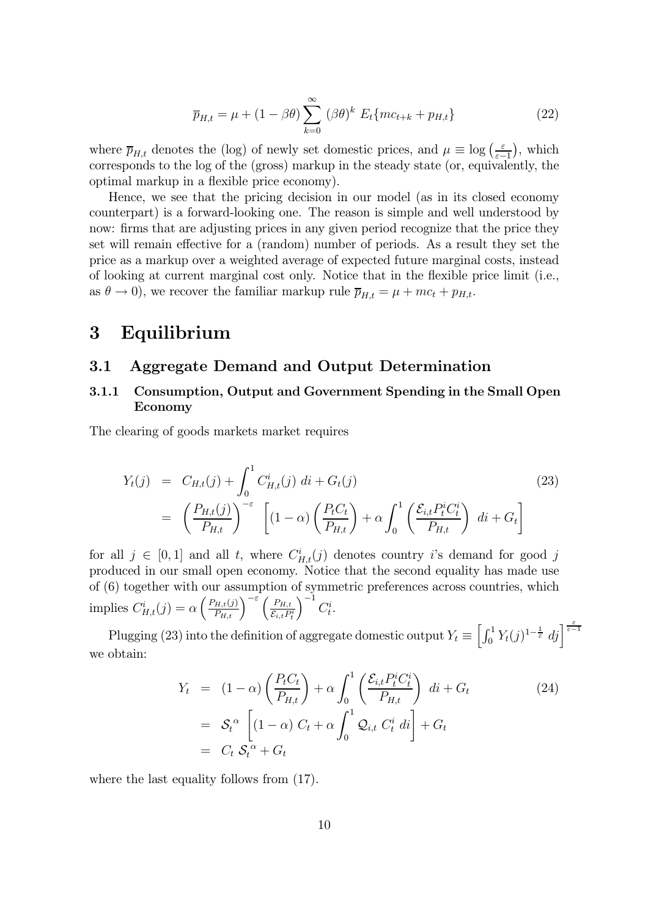$$\overline{p}_{H,t} = \mu + (1 - \beta\theta) \sum_{k=0}^{\infty} (\beta\theta)^k \, E_t\{mc_{t+k} + p_{H,t}\} \tag{22}$$

where $\overline{p}_{H,t}$ denotes the (log) of newly set domestic prices, and $\mu \equiv \log\left(\frac{\varepsilon}{\varepsilon-1}\right)$, which corresponds to the log of the (gross) markup in the steady state (or, equivalently, the optimal markup in a flexible price economy).

Hence, we see that the pricing decision in our model (as in its closed economy counterpart) is a forward-looking one. The reason is simple and well understood by now: firms that are adjusting prices in any given period recognize that the price they set will remain effective for a (random) number of periods. As a result they set the price as a markup over a weighted average of expected future marginal costs, instead of looking at current marginal cost only. Notice that in the flexible price limit (i.e., as $\theta \to 0$), we recover the familiar markup rule $\overline{p}_{H,t} = \mu + mc_t + p_{H,t}$.

# 3 Equilibrium

## 3.1 Aggregate Demand and Output Determination

### 3.1.1 Consumption, Output and Government Spending in the Small Open Economy

The clearing of goods markets market requires

$$\begin{aligned} Y_t(j) &= C_{H,t}(j) + \int_0^1 C^i_{H,t}(j) \; di + G_t(j) \\ &= \left(\frac{P_{H,t}(j)}{P_{H,t}}\right)^{-\varepsilon} \left[(1-\alpha)\left(\frac{P_t C_t}{P_{H,t}}\right) + \alpha \int_0^1 \left(\frac{\mathcal{E}_{i,t} P^i_t C^i_t}{P_{H,t}}\right) \; di + G_t\right] \end{aligned} \tag{23}$$

for all $j \in [0,1]$ and all $t$, where $C^i_{H,t}(j)$ denotes country $i$'s demand for good $j$ produced in our small open economy. Notice that the second equality has made use of (6) together with our assumption of symmetric preferences across countries, which implies $C^i_{H,t}(j) = \alpha\left(\frac{P_{H,t}(j)}{P_{H,t}}\right)^{-\varepsilon}\left(\frac{P_{H,t}}{\mathcal{E}_{i,t}P^i_t}\right)^{-1} C^i_t$.

Plugging (23) into the definition of aggregate domestic output $Y_t \equiv \left[\int_0^1 Y_t(j)^{1-\frac{1}{\varepsilon}} \, dj\right]^{\frac{\varepsilon}{\varepsilon-1}}$ we obtain:

$$\begin{aligned} Y_t &= (1-\alpha)\left(\frac{P_t C_t}{P_{H,t}}\right) + \alpha \int_0^1 \left(\frac{\mathcal{E}_{i,t} P^i_t C^i_t}{P_{H,t}}\right) \; di + G_t \\ &= \mathcal{S}_t^{\alpha} \left[(1-\alpha) \, C_t + \alpha \int_0^1 \mathcal{Q}_{i,t} \; C^i_t \; di\right] + G_t \\ &= C_t \; \mathcal{S}_t^{\alpha} + G_t \end{aligned} \tag{24}$$

where the last equality follows from (17).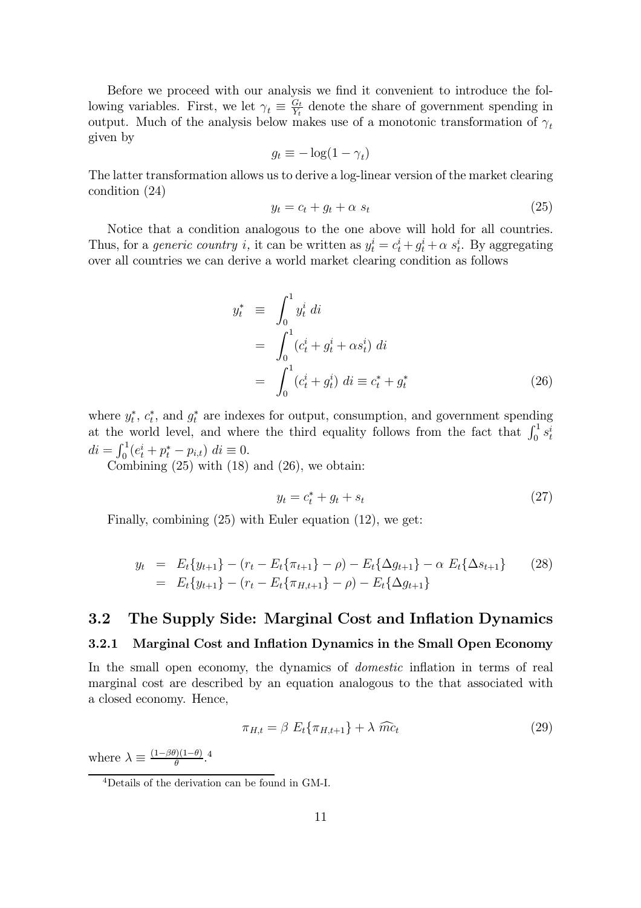Before we proceed with our analysis we find it convenient to introduce the following variables. First, we let $\gamma_t \equiv \frac{G_t}{Y_t}$ denote the share of government spending in output. Much of the analysis below makes use of a monotonic transformation of $\gamma_t$ given by

$$g_t \equiv -\log(1-\gamma_t)$$

The latter transformation allows us to derive a log-linear version of the market clearing condition (24)

$$y_t = c_t + g_t + \alpha \ s_t \tag{25}$$

Notice that a condition analogous to the one above will hold for all countries. Thus, for a *generic country i,* it can be written as $y_t^i = c_t^i + g_t^i + \alpha \ s_t^i$. By aggregating over all countries we can derive a world market clearing condition as follows

$$\begin{aligned} y_t^* &\equiv \int_0^1 y_t^i \ di \\ &= \int_0^1 (c_t^i + g_t^i + \alpha s_t^i) \ di \\ &= \int_0^1 (c_t^i + g_t^i) \ di \equiv c_t^* + g_t^* \end{aligned} \tag{26}$$

where $y_t^*$, $c_t^*$, and $g_t^*$ are indexes for output, consumption, and government spending at the world level, and where the third equality follows from the fact that $\int_0^1 s_t^i \ di = \int_0^1 (e_t^i + p_t^* - p_{i,t}) \ di \equiv 0$.

Combining (25) with (18) and (26), we obtain:

$$y_t = c_t^* + g_t + s_t \tag{27}$$

Finally, combining (25) with Euler equation (12), we get:

$$\begin{aligned} y_t &= E_t\{y_{t+1}\} - (r_t - E_t\{\pi_{t+1}\} - \rho) - E_t\{\Delta g_{t+1}\} - \alpha \ E_t\{\Delta s_{t+1}\} \\ &= E_t\{y_{t+1}\} - (r_t - E_t\{\pi_{H,t+1}\} - \rho) - E_t\{\Delta g_{t+1}\} \end{aligned} \tag{28}$$

## 3.2 The Supply Side: Marginal Cost and Inflation Dynamics

### 3.2.1 Marginal Cost and Inflation Dynamics in the Small Open Economy

In the small open economy, the dynamics of *domestic* inflation in terms of real marginal cost are described by an equation analogous to the that associated with a closed economy. Hence,

$$\pi_{H,t} = \beta \ E_t\{\pi_{H,t+1}\} + \lambda \ \widehat{mc}_t \tag{29}$$

where $\lambda \equiv \frac{(1-\beta\theta)(1-\theta)}{\theta}$.[4]

[4] Details of the derivation can be found in GM-I.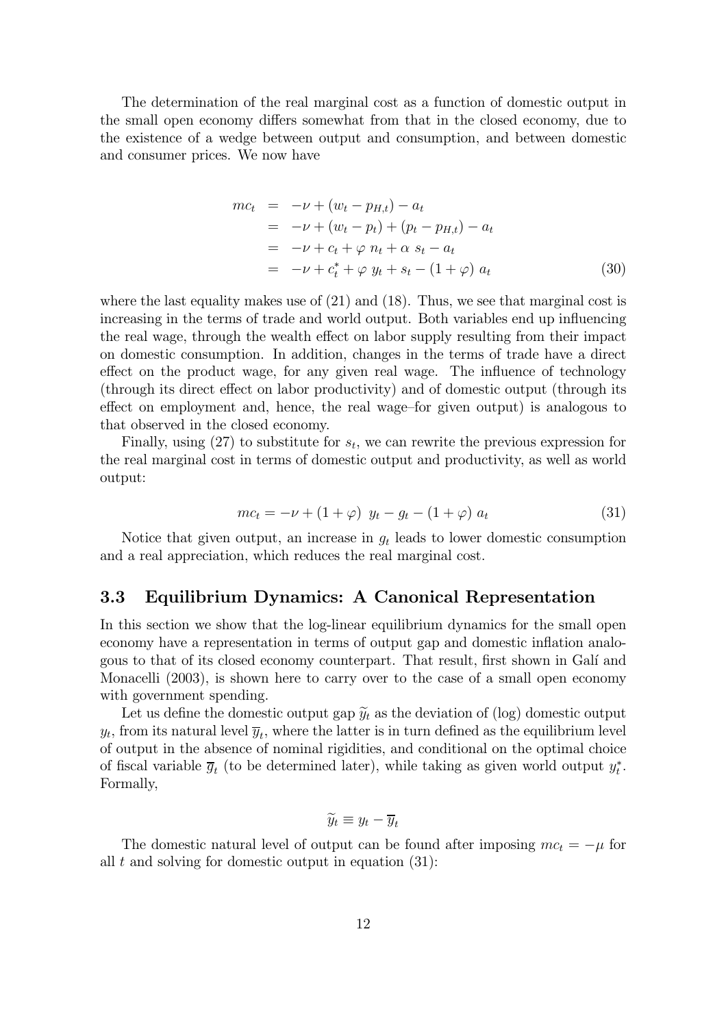The determination of the real marginal cost as a function of domestic output in the small open economy differs somewhat from that in the closed economy, due to the existence of a wedge between output and consumption, and between domestic and consumer prices. We now have

$$
\begin{aligned}
mc_t &= -\nu + (w_t - p_{H,t}) - a_t \\
&= -\nu + (w_t - p_t) + (p_t - p_{H,t}) - a_t \\
&= -\nu + c_t + \varphi \; n_t + \alpha \; s_t - a_t \\
&= -\nu + c_t^* + \varphi \; y_t + s_t - (1 + \varphi) \; a_t
\end{aligned} \tag{30}
$$

where the last equality makes use of (21) and (18). Thus, we see that marginal cost is increasing in the terms of trade and world output. Both variables end up influencing the real wage, through the wealth effect on labor supply resulting from their impact on domestic consumption. In addition, changes in the terms of trade have a direct effect on the product wage, for any given real wage. The influence of technology (through its direct effect on labor productivity) and of domestic output (through its effect on employment and, hence, the real wage–for given output) is analogous to that observed in the closed economy.

Finally, using (27) to substitute for $s_t$, we can rewrite the previous expression for the real marginal cost in terms of domestic output and productivity, as well as world output:

$$
mc_t = -\nu + (1 + \varphi) \; y_t - g_t - (1 + \varphi) \; a_t \tag{31}
$$

Notice that given output, an increase in $g_t$ leads to lower domestic consumption and a real appreciation, which reduces the real marginal cost.

### 3.3 Equilibrium Dynamics: A Canonical Representation

In this section we show that the log-linear equilibrium dynamics for the small open economy have a representation in terms of output gap and domestic inflation analogous to that of its closed economy counterpart. That result, first shown in Galí and Monacelli (2003), is shown here to carry over to the case of a small open economy with government spending.

Let us define the domestic output gap $\widetilde{y}_t$ as the deviation of (log) domestic output $y_t$, from its natural level $\overline{y}_t$, where the latter is in turn defined as the equilibrium level of output in the absence of nominal rigidities, and conditional on the optimal choice of fiscal variable $\overline{g}_t$ (to be determined later), while taking as given world output $y_t^*$. Formally,

$$
\widetilde{y}_t \equiv y_t - \overline{y}_t
$$

The domestic natural level of output can be found after imposing $mc_t = -\mu$ for all $t$ and solving for domestic output in equation (31):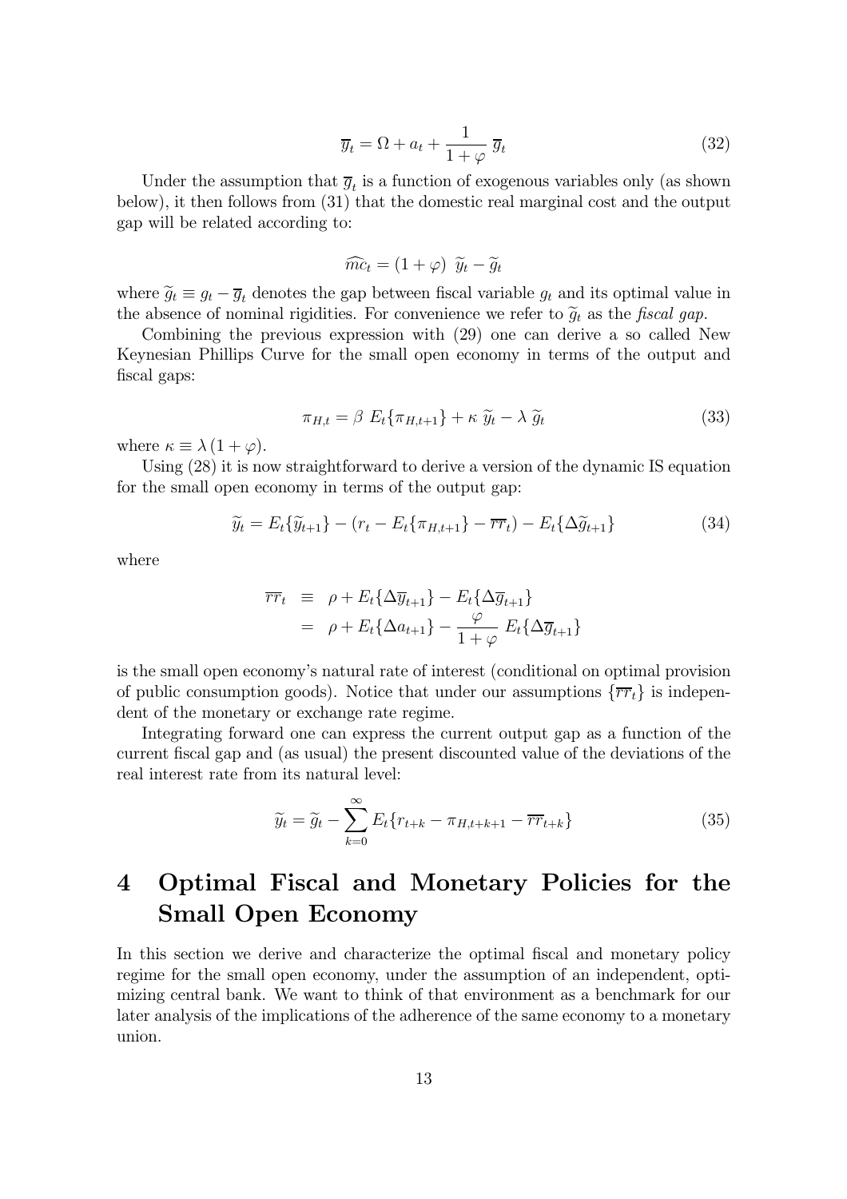$$\overline{y}_t = \Omega + a_t + \frac{1}{1+\varphi}\,\overline{g}_t \tag{32}$$

Under the assumption that $\overline{g}_t$ is a function of exogenous variables only (as shown below), it then follows from (31) that the domestic real marginal cost and the output gap will be related according to:

$$\widehat{mc}_t = (1+\varphi)\;\widetilde{y}_t - \widetilde{g}_t$$

where $\widetilde{g}_t \equiv g_t - \overline{g}_t$ denotes the gap between fiscal variable $g_t$ and its optimal value in the absence of nominal rigidities. For convenience we refer to $\widetilde{g}_t$ as the *fiscal gap.*

Combining the previous expression with (29) one can derive a so called New Keynesian Phillips Curve for the small open economy in terms of the output and fiscal gaps:

$$\pi_{H,t} = \beta\;E_t\{\pi_{H,t+1}\} + \kappa\;\widetilde{y}_t - \lambda\;\widetilde{g}_t \tag{33}$$

where $\kappa \equiv \lambda\,(1+\varphi)$.

Using (28) it is now straightforward to derive a version of the dynamic IS equation for the small open economy in terms of the output gap:

$$\widetilde{y}_t = E_t\{\widetilde{y}_{t+1}\} - (r_t - E_t\{\pi_{H,t+1}\} - \overline{rr}_t) - E_t\{\Delta\widetilde{g}_{t+1}\} \tag{34}$$

where

$$\begin{aligned}
\overline{rr}_t &\equiv \rho + E_t\{\Delta\overline{y}_{t+1}\} - E_t\{\Delta\overline{g}_{t+1}\} \\
&= \rho + E_t\{\Delta a_{t+1}\} - \frac{\varphi}{1+\varphi}\;E_t\{\Delta\overline{g}_{t+1}\}
\end{aligned}$$

is the small open economy's natural rate of interest (conditional on optimal provision of public consumption goods). Notice that under our assumptions $\{\overline{rr}_t\}$ is independent of the monetary or exchange rate regime.

Integrating forward one can express the current output gap as a function of the current fiscal gap and (as usual) the present discounted value of the deviations of the real interest rate from its natural level:

$$\widetilde{y}_t = \widetilde{g}_t - \sum_{k=0}^{\infty} E_t\{r_{t+k} - \pi_{H,t+k+1} - \overline{rr}_{t+k}\} \tag{35}$$

# 4 Optimal Fiscal and Monetary Policies for the Small Open Economy

In this section we derive and characterize the optimal fiscal and monetary policy regime for the small open economy, under the assumption of an independent, optimizing central bank. We want to think of that environment as a benchmark for our later analysis of the implications of the adherence of the same economy to a monetary union.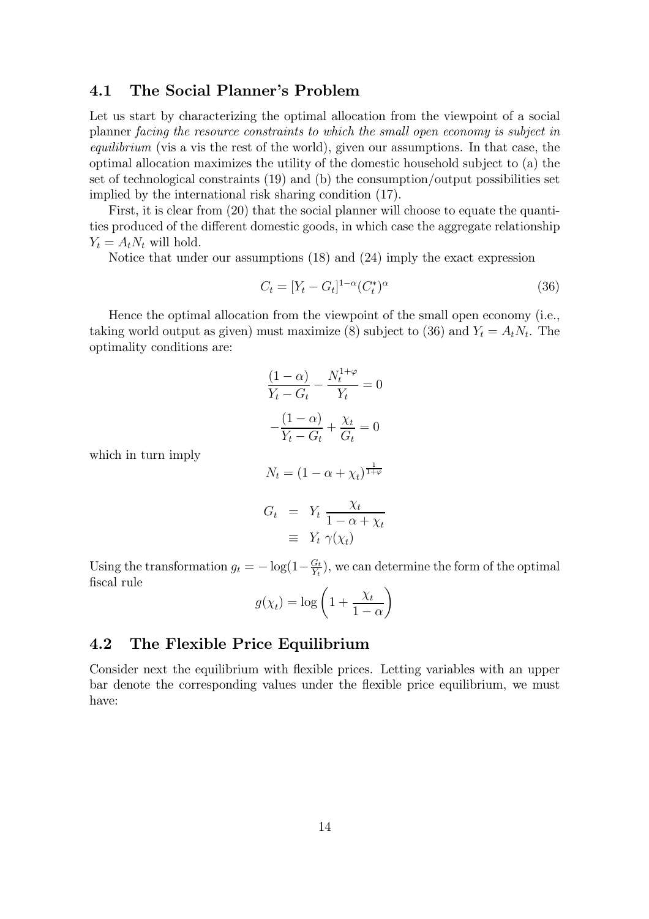## 4.1 The Social Planner's Problem

Let us start by characterizing the optimal allocation from the viewpoint of a social planner *facing the resource constraints to which the small open economy is subject in equilibrium* (vis a vis the rest of the world), given our assumptions. In that case, the optimal allocation maximizes the utility of the domestic household subject to (a) the set of technological constraints (19) and (b) the consumption/output possibilities set implied by the international risk sharing condition (17).

First, it is clear from (20) that the social planner will choose to equate the quantities produced of the different domestic goods, in which case the aggregate relationship $Y_t = A_t N_t$ will hold.

Notice that under our assumptions (18) and (24) imply the exact expression

$$C_t = [Y_t - G_t]^{1-\alpha} (C_t^*)^\alpha \tag{36}$$

Hence the optimal allocation from the viewpoint of the small open economy (i.e., taking world output as given) must maximize (8) subject to (36) and $Y_t = A_t N_t$. The optimality conditions are:

$$\frac{(1-\alpha)}{Y_t - G_t} - \frac{N_t^{1+\varphi}}{Y_t} = 0$$

$$-\frac{(1-\alpha)}{Y_t - G_t} + \frac{\chi_t}{G_t} = 0$$

which in turn imply

$$N_t = (1 - \alpha + \chi_t)^{\frac{1}{1+\varphi}}$$

$$\begin{aligned} G_t &= Y_t \, \frac{\chi_t}{1 - \alpha + \chi_t} \\ &\equiv Y_t \, \gamma(\chi_t) \end{aligned}$$

Using the transformation $g_t = -\log(1 - \frac{G_t}{Y_t})$, we can determine the form of the optimal fiscal rule

$$g(\chi_t) = \log\left(1 + \frac{\chi_t}{1-\alpha}\right)$$

## 4.2 The Flexible Price Equilibrium

Consider next the equilibrium with flexible prices. Letting variables with an upper bar denote the corresponding values under the flexible price equilibrium, we must have: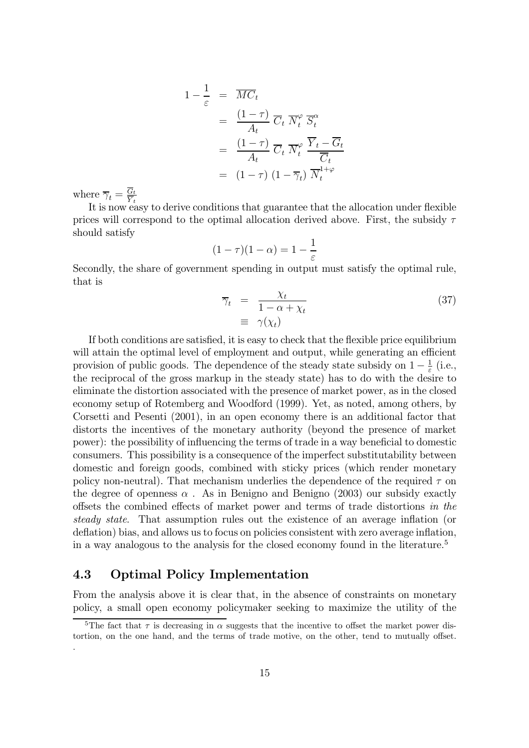$$
\begin{aligned}
1 - \frac{1}{\varepsilon} &= \overline{MC}_t \\
&= \frac{(1-\tau)}{A_t}\, \overline{C}_t\, \overline{N}_t^{\varphi}\, \overline{S}_t^{\alpha} \\
&= \frac{(1-\tau)}{A_t}\, \overline{C}_t\, \overline{N}_t^{\varphi}\, \frac{\overline{Y}_t - \overline{G}_t}{\overline{C}_t} \\
&= (1-\tau)\,(1-\overline{\gamma}_t)\, \overline{N}_t^{1+\varphi}
\end{aligned}
$$

where $\overline{\gamma}_t = \frac{\overline{G}_t}{\overline{Y}_t}$

It is now easy to derive conditions that guarantee that the allocation under flexible prices will correspond to the optimal allocation derived above. First, the subsidy $\tau$ should satisfy

$$
(1-\tau)(1-\alpha) = 1 - \frac{1}{\varepsilon}
$$

Secondly, the share of government spending in output must satisfy the optimal rule, that is

$$
\begin{aligned}
\overline{\gamma}_t &= \frac{\chi_t}{1-\alpha+\chi_t} \\
&\equiv \gamma(\chi_t)
\end{aligned}
\tag{37}
$$

If both conditions are satisfied, it is easy to check that the flexible price equilibrium will attain the optimal level of employment and output, while generating an efficient provision of public goods. The dependence of the steady state subsidy on $1-\frac{1}{\varepsilon}$ (i.e., the reciprocal of the gross markup in the steady state) has to do with the desire to eliminate the distortion associated with the presence of market power, as in the closed economy setup of Rotemberg and Woodford (1999). Yet, as noted, among others, by Corsetti and Pesenti (2001), in an open economy there is an additional factor that distorts the incentives of the monetary authority (beyond the presence of market power): the possibility of influencing the terms of trade in a way beneficial to domestic consumers. This possibility is a consequence of the imperfect substitutability between domestic and foreign goods, combined with sticky prices (which render monetary policy non-neutral). That mechanism underlies the dependence of the required $\tau$ on the degree of openness $\alpha$ . As in Benigno and Benigno (2003) our subsidy exactly offsets the combined effects of market power and terms of trade distortions *in the steady state*. That assumption rules out the existence of an average inflation (or deflation) bias, and allows us to focus on policies consistent with zero average inflation, in a way analogous to the analysis for the closed economy found in the literature.[5]

## 4.3 Optimal Policy Implementation

From the analysis above it is clear that, in the absence of constraints on monetary policy, a small open economy policymaker seeking to maximize the utility of the

[5] The fact that $\tau$ is decreasing in $\alpha$ suggests that the incentive to offset the market power distortion, on the one hand, and the terms of trade motive, on the other, tend to mutually offset.
.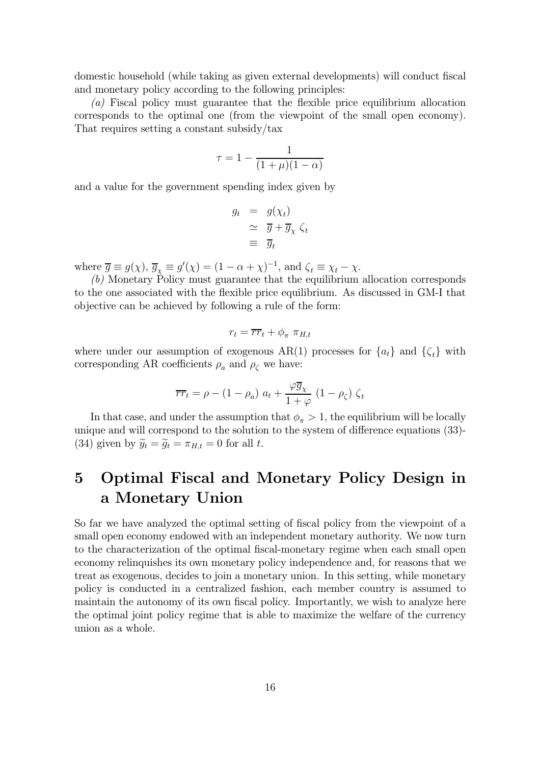domestic household (while taking as given external developments) will conduct fiscal and monetary policy according to the following principles:

*(a)* Fiscal policy must guarantee that the flexible price equilibrium allocation corresponds to the optimal one (from the viewpoint of the small open economy). That requires setting a constant subsidy/tax

$$\tau = 1 - \frac{1}{(1+\mu)(1-\alpha)}$$

and a value for the government spending index given by

$$\begin{aligned} g_t &= g(\chi_t) \\ &\simeq \overline{g} + \overline{g}_\chi \, \zeta_t \\ &\equiv \overline{g}_t \end{aligned}$$

where $\overline{g} \equiv g(\chi)$, $\overline{g}_\chi \equiv g'(\chi) = (1-\alpha+\chi)^{-1}$, and $\zeta_t \equiv \chi_t - \chi$.

*(b)* Monetary Policy must guarantee that the equilibrium allocation corresponds to the one associated with the flexible price equilibrium. As discussed in GM-I that objective can be achieved by following a rule of the form:

$$r_t = \overline{rr}_t + \phi_\pi \, \pi_{H,t}$$

where under our assumption of exogenous AR(1) processes for $\{a_t\}$ and $\{\zeta_t\}$ with corresponding AR coefficients $\rho_a$ and $\rho_\zeta$ we have:

$$\overline{rr}_t = \rho - (1-\rho_a)\, a_t + \frac{\varphi \overline{g}_\chi}{1+\varphi}\,(1-\rho_\zeta)\,\zeta_t$$

In that case, and under the assumption that $\phi_\pi > 1$, the equilibrium will be locally unique and will correspond to the solution to the system of difference equations (33)-(34) given by $\widetilde{y}_t = \widetilde{g}_t = \pi_{H,t} = 0$ for all $t$.

# 5 Optimal Fiscal and Monetary Policy Design in a Monetary Union

So far we have analyzed the optimal setting of fiscal policy from the viewpoint of a small open economy endowed with an independent monetary authority. We now turn to the characterization of the optimal fiscal-monetary regime when each small open economy relinquishes its own monetary policy independence and, for reasons that we treat as exogenous, decides to join a monetary union. In this setting, while monetary policy is conducted in a centralized fashion, each member country is assumed to maintain the autonomy of its own fiscal policy. Importantly, we wish to analyze here the optimal joint policy regime that is able to maximize the welfare of the currency union as a whole.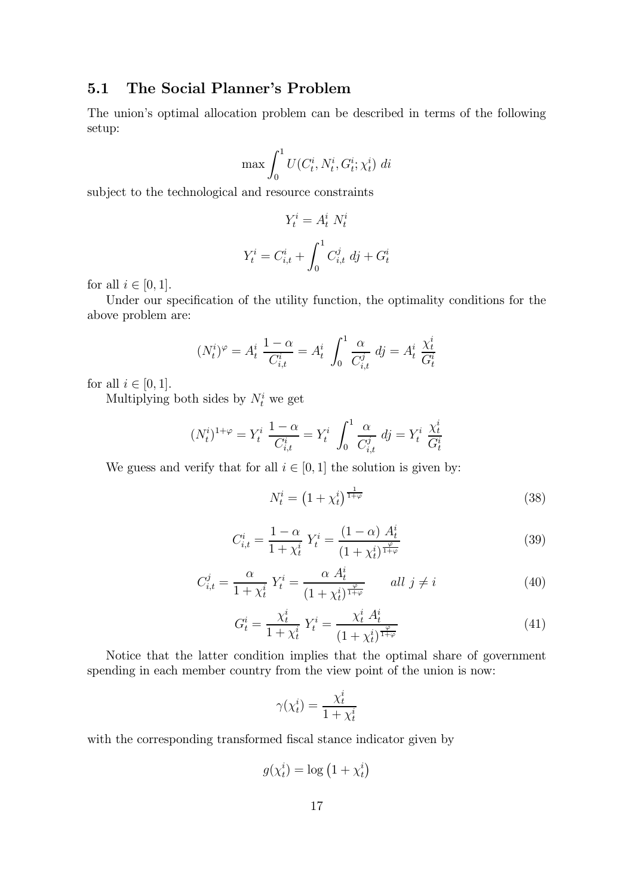### 5.1 The Social Planner's Problem

The union's optimal allocation problem can be described in terms of the following setup:

$$\max \int_0^1 U(C_t^i, N_t^i, G_t^i; \chi_t^i) \; di$$

subject to the technological and resource constraints

$$Y_t^i = A_t^i \; N_t^i$$

$$Y_t^i = C_{i,t}^i + \int_0^1 C_{i,t}^j \; dj + G_t^i$$

for all $i \in [0,1]$.

Under our specification of the utility function, the optimality conditions for the above problem are:

$$(N_t^i)^{\varphi} = A_t^i \; \frac{1-\alpha}{C_{i,t}^i} = A_t^i \; \int_0^1 \frac{\alpha}{C_{i,t}^j} \; dj = A_t^i \; \frac{\chi_t^i}{G_t^i}$$

for all $i \in [0,1]$.

Multiplying both sides by $N_t^i$ we get

$$(N_t^i)^{1+\varphi} = Y_t^i \; \frac{1-\alpha}{C_{i,t}^i} = Y_t^i \; \int_0^1 \frac{\alpha}{C_{i,t}^j} \; dj = Y_t^i \; \frac{\chi_t^i}{G_t^i}$$

We guess and verify that for all $i \in [0,1]$ the solution is given by:

$$N_t^i = \left(1 + \chi_t^i\right)^{\frac{1}{1+\varphi}} \tag{38}$$

$$C_{i,t}^i = \frac{1-\alpha}{1+\chi_t^i} \; Y_t^i = \frac{(1-\alpha) \; A_t^i}{(1+\chi_t^i)^{\frac{\varphi}{1+\varphi}}} \tag{39}$$

$$C_{i,t}^j = \frac{\alpha}{1+\chi_t^i} \; Y_t^i = \frac{\alpha \; A_t^i}{(1+\chi_t^i)^{\frac{\varphi}{1+\varphi}}} \qquad all \; j \neq i \tag{40}$$

$$G_t^i = \frac{\chi_t^i}{1+\chi_t^i} \; Y_t^i = \frac{\chi_t^i \; A_t^i}{(1+\chi_t^i)^{\frac{\varphi}{1+\varphi}}} \tag{41}$$

Notice that the latter condition implies that the optimal share of government spending in each member country from the view point of the union is now:

$$\gamma(\chi_t^i) = \frac{\chi_t^i}{1+\chi_t^i}$$

with the corresponding transformed fiscal stance indicator given by

$$g(\chi_t^i) = \log\left(1 + \chi_t^i\right)$$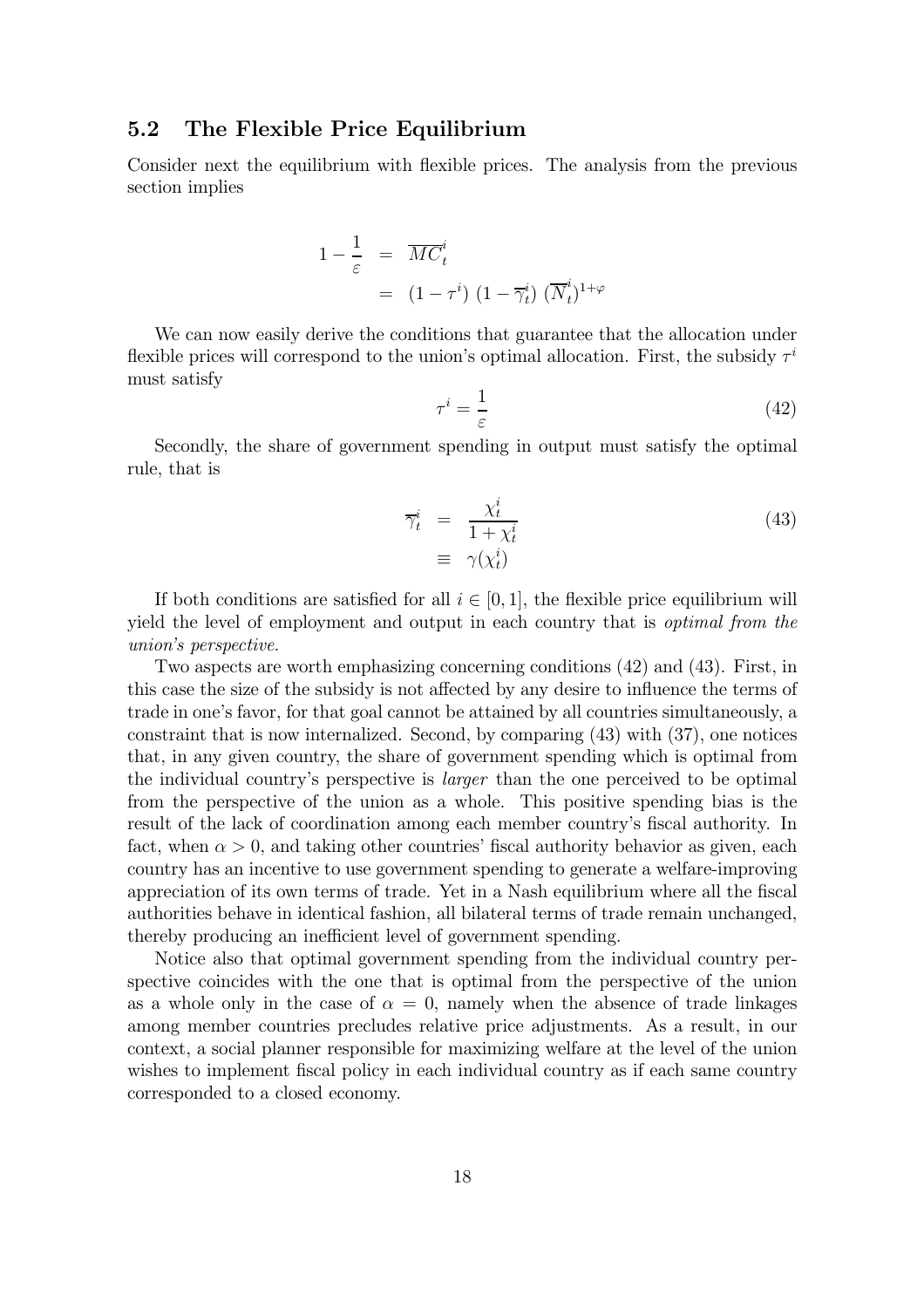## 5.2 The Flexible Price Equilibrium

Consider next the equilibrium with flexible prices. The analysis from the previous section implies

$$
\begin{aligned}
1 - \frac{1}{\varepsilon} &= \overline{MC}_t^i \\
&= (1 - \tau^i)\,(1 - \overline{\gamma}_t^i)\,(\overline{N}_t^i)^{1+\varphi}
\end{aligned}
$$

We can now easily derive the conditions that guarantee that the allocation under flexible prices will correspond to the union's optimal allocation. First, the subsidy $\tau^i$ must satisfy

$$
\tau^i = \frac{1}{\varepsilon} \tag{42}
$$

Secondly, the share of government spending in output must satisfy the optimal rule, that is

$$
\begin{aligned}
\overline{\gamma}_t^i &= \frac{\chi_t^i}{1 + \chi_t^i} \\
&\equiv \gamma(\chi_t^i)
\end{aligned} \tag{43}
$$

If both conditions are satisfied for all $i \in [0, 1]$, the flexible price equilibrium will yield the level of employment and output in each country that is *optimal from the union's perspective.*

Two aspects are worth emphasizing concerning conditions (42) and (43). First, in this case the size of the subsidy is not affected by any desire to influence the terms of trade in one's favor, for that goal cannot be attained by all countries simultaneously, a constraint that is now internalized. Second, by comparing (43) with (37), one notices that, in any given country, the share of government spending which is optimal from the individual country's perspective is *larger* than the one perceived to be optimal from the perspective of the union as a whole. This positive spending bias is the result of the lack of coordination among each member country's fiscal authority. In fact, when $\alpha > 0$, and taking other countries' fiscal authority behavior as given, each country has an incentive to use government spending to generate a welfare-improving appreciation of its own terms of trade. Yet in a Nash equilibrium where all the fiscal authorities behave in identical fashion, all bilateral terms of trade remain unchanged, thereby producing an inefficient level of government spending.

Notice also that optimal government spending from the individual country perspective coincides with the one that is optimal from the perspective of the union as a whole only in the case of $\alpha = 0$, namely when the absence of trade linkages among member countries precludes relative price adjustments. As a result, in our context, a social planner responsible for maximizing welfare at the level of the union wishes to implement fiscal policy in each individual country as if each same country corresponded to a closed economy.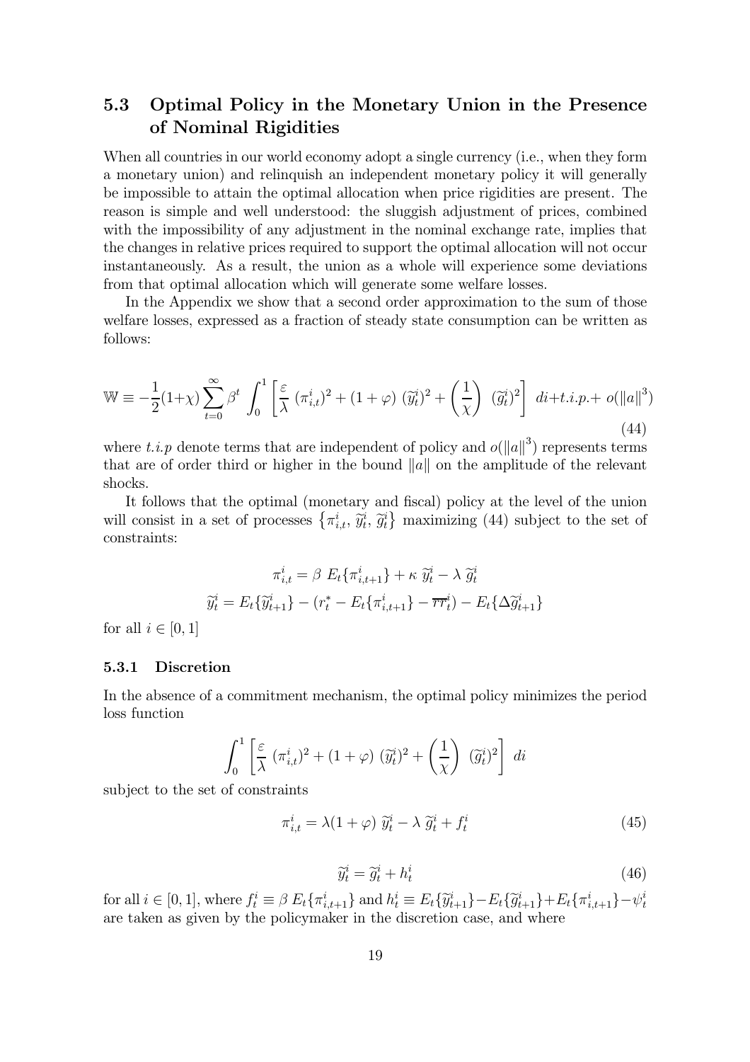## 5.3 Optimal Policy in the Monetary Union in the Presence of Nominal Rigidities

When all countries in our world economy adopt a single currency (i.e., when they form a monetary union) and relinquish an independent monetary policy it will generally be impossible to attain the optimal allocation when price rigidities are present. The reason is simple and well understood: the sluggish adjustment of prices, combined with the impossibility of any adjustment in the nominal exchange rate, implies that the changes in relative prices required to support the optimal allocation will not occur instantaneously. As a result, the union as a whole will experience some deviations from that optimal allocation which will generate some welfare losses.

In the Appendix we show that a second order approximation to the sum of those welfare losses, expressed as a fraction of steady state consumption can be written as follows:

$$\mathbb{W} \equiv -\frac{1}{2}(1+\chi)\sum_{t=0}^{\infty}\beta^t \int_0^1 \left[\frac{\varepsilon}{\lambda}\,(\pi_{i,t}^i)^2 + (1+\varphi)\,(\widetilde{y}_t^i)^2 + \left(\frac{1}{\chi}\right)\,(\widetilde{g}_t^i)^2\right]\,di + t.i.p. + \,o(\|a\|^3) \tag{44}$$

where $t.i.p$ denote terms that are independent of policy and $o(\|a\|^3)$ represents terms that are of order third or higher in the bound $\|a\|$ on the amplitude of the relevant shocks.

It follows that the optimal (monetary and fiscal) policy at the level of the union will consist in a set of processes $\{\pi_{i,t}^i,\, \widetilde{y}_t^i,\, \widetilde{g}_t^i\}$ maximizing (44) subject to the set of constraints:

$$\pi_{i,t}^i = \beta\; E_t\{\pi_{i,t+1}^i\} + \kappa\;\widetilde{y}_t^i - \lambda\;\widetilde{g}_t^i$$

$$\widetilde{y}_t^i = E_t\{\widetilde{y}_{t+1}^i\} - (r_t^* - E_t\{\pi_{i,t+1}^i\} - \overline{rr}_t^i) - E_t\{\Delta\widetilde{g}_{t+1}^i\}$$

for all $i \in [0,1]$

### 5.3.1 Discretion

In the absence of a commitment mechanism, the optimal policy minimizes the period loss function

$$\int_0^1 \left[\frac{\varepsilon}{\lambda}\,(\pi_{i,t}^i)^2 + (1+\varphi)\,(\widetilde{y}_t^i)^2 + \left(\frac{1}{\chi}\right)\,(\widetilde{g}_t^i)^2\right]\,di$$

subject to the set of constraints

$$\pi_{i,t}^i = \lambda(1+\varphi)\;\widetilde{y}_t^i - \lambda\;\widetilde{g}_t^i + f_t^i \tag{45}$$

$$\widetilde{y}_t^i = \widetilde{g}_t^i + h_t^i \tag{46}$$

for all $i \in [0,1]$, where $f_t^i \equiv \beta\; E_t\{\pi_{i,t+1}^i\}$ and $h_t^i \equiv E_t\{\widetilde{y}_{t+1}^i\} - E_t\{\widetilde{g}_{t+1}^i\} + E_t\{\pi_{i,t+1}^i\} - \psi_t^i$ are taken as given by the policymaker in the discretion case, and where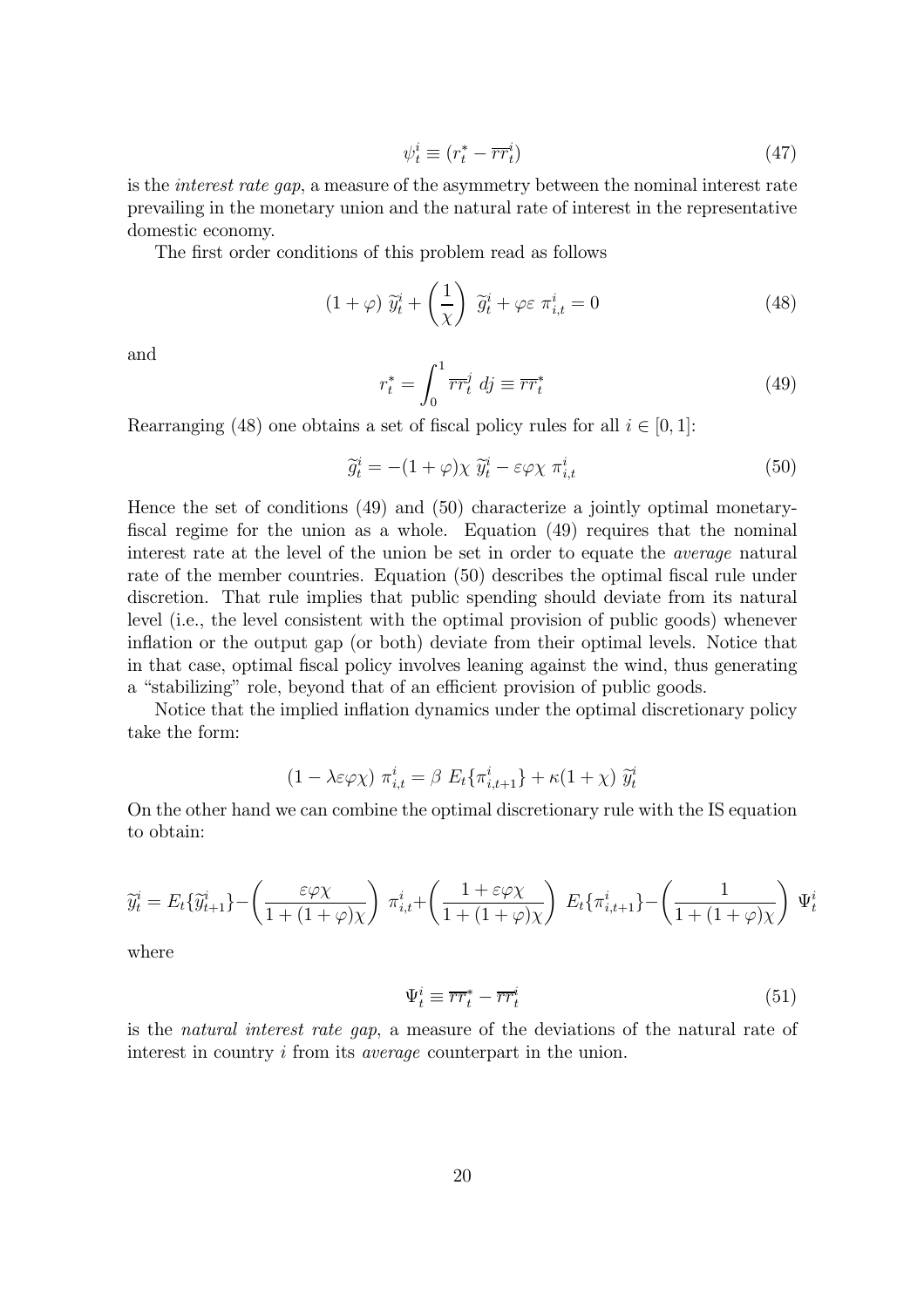$$\psi_t^i \equiv (r_t^* - \overline{rr}_t^i) \tag{47}$$

is the *interest rate gap*, a measure of the asymmetry between the nominal interest rate prevailing in the monetary union and the natural rate of interest in the representative domestic economy.

The first order conditions of this problem read as follows

$$(1+\varphi)\ \widetilde{y}_t^i + \left(\frac{1}{\chi}\right)\ \widetilde{g}_t^i + \varphi\varepsilon\ \pi_{i,t}^i = 0 \tag{48}$$

and

$$r_t^* = \int_0^1 \overline{rr}_t^j\ dj \equiv \overline{rr}_t^* \tag{49}$$

Rearranging (48) one obtains a set of fiscal policy rules for all $i \in [0,1]$:

$$\widetilde{g}_t^i = -(1+\varphi)\chi\ \widetilde{y}_t^i - \varepsilon\varphi\chi\ \pi_{i,t}^i \tag{50}$$

Hence the set of conditions (49) and (50) characterize a jointly optimal monetary-fiscal regime for the union as a whole. Equation (49) requires that the nominal interest rate at the level of the union be set in order to equate the *average* natural rate of the member countries. Equation (50) describes the optimal fiscal rule under discretion. That rule implies that public spending should deviate from its natural level (i.e., the level consistent with the optimal provision of public goods) whenever inflation or the output gap (or both) deviate from their optimal levels. Notice that in that case, optimal fiscal policy involves leaning against the wind, thus generating a "stabilizing" role, beyond that of an efficient provision of public goods.

Notice that the implied inflation dynamics under the optimal discretionary policy take the form:

$$(1 - \lambda\varepsilon\varphi\chi)\ \pi_{i,t}^i = \beta\ E_t\{\pi_{i,t+1}^i\} + \kappa(1+\chi)\ \widetilde{y}_t^i$$

On the other hand we can combine the optimal discretionary rule with the IS equation to obtain:

$$\widetilde{y}_t^i = E_t\{\widetilde{y}_{t+1}^i\} - \left(\frac{\varepsilon\varphi\chi}{1+(1+\varphi)\chi}\right)\ \pi_{i,t}^i + \left(\frac{1+\varepsilon\varphi\chi}{1+(1+\varphi)\chi}\right)\ E_t\{\pi_{i,t+1}^i\} - \left(\frac{1}{1+(1+\varphi)\chi}\right)\ \Psi_t^i$$

where

$$\Psi_t^i \equiv \overline{rr}_t^* - \overline{rr}_t^i \tag{51}$$

is the *natural interest rate gap*, a measure of the deviations of the natural rate of interest in country $i$ from its *average* counterpart in the union.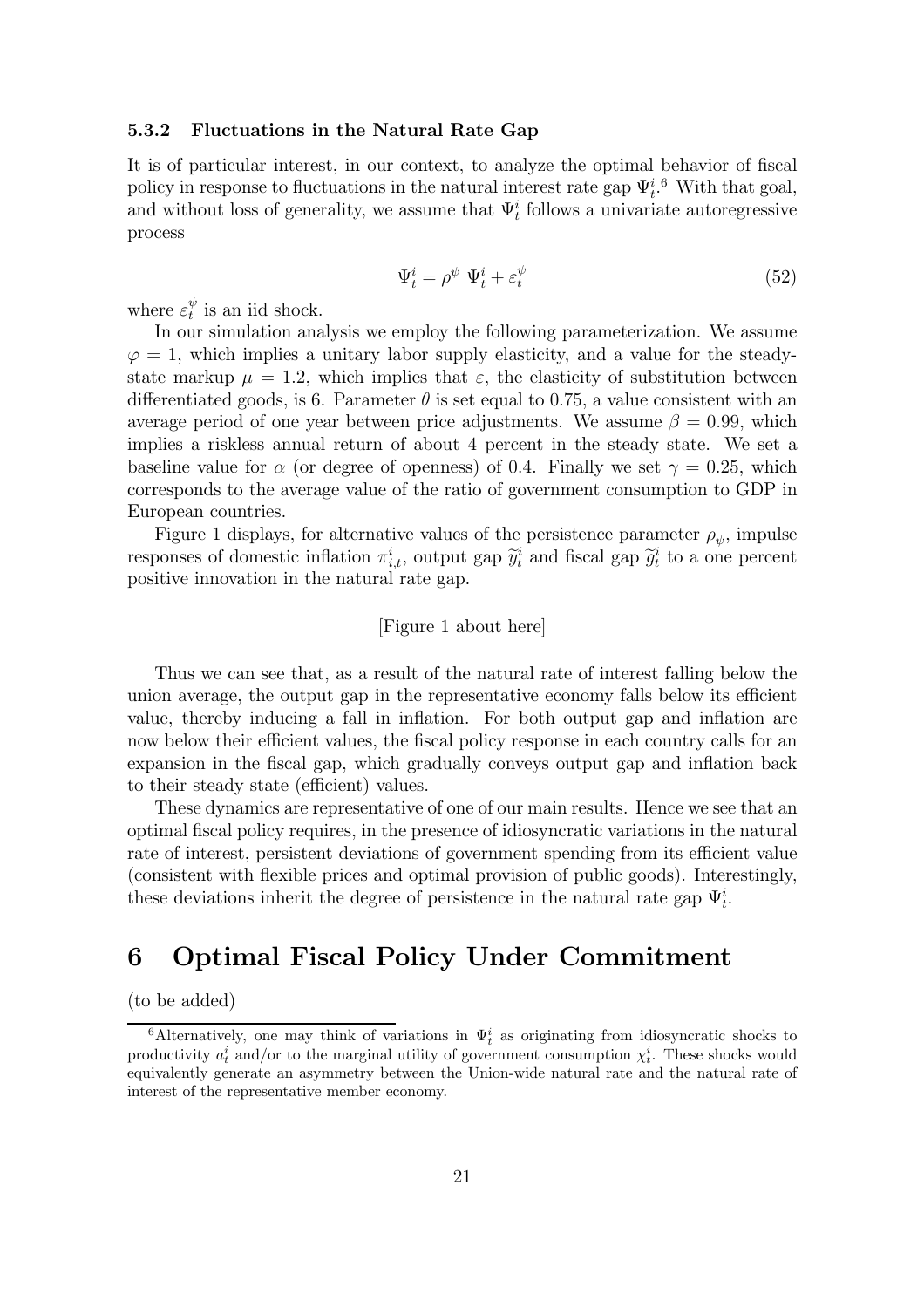### 5.3.2 Fluctuations in the Natural Rate Gap

It is of particular interest, in our context, to analyze the optimal behavior of fiscal policy in response to fluctuations in the natural interest rate gap $\Psi_t^i$.[6] With that goal, and without loss of generality, we assume that $\Psi_t^i$ follows a univariate autoregressive process

$$\Psi_t^i = \rho^\psi \ \Psi_t^i + \varepsilon_t^\psi \tag{52}$$

where $\varepsilon_t^\psi$ is an iid shock.

In our simulation analysis we employ the following parameterization. We assume $\varphi = 1$, which implies a unitary labor supply elasticity, and a value for the steady-state markup $\mu = 1.2$, which implies that $\varepsilon$, the elasticity of substitution between differentiated goods, is 6. Parameter $\theta$ is set equal to 0.75, a value consistent with an average period of one year between price adjustments. We assume $\beta = 0.99$, which implies a riskless annual return of about 4 percent in the steady state. We set a baseline value for $\alpha$ (or degree of openness) of 0.4. Finally we set $\gamma = 0.25$, which corresponds to the average value of the ratio of government consumption to GDP in European countries.

Figure 1 displays, for alternative values of the persistence parameter $\rho_\psi$, impulse responses of domestic inflation $\pi_{i,t}^i$, output gap $\widetilde{y}_t^i$ and fiscal gap $\widetilde{g}_t^i$ to a one percent positive innovation in the natural rate gap.

[Figure 1 about here]

Thus we can see that, as a result of the natural rate of interest falling below the union average, the output gap in the representative economy falls below its efficient value, thereby inducing a fall in inflation. For both output gap and inflation are now below their efficient values, the fiscal policy response in each country calls for an expansion in the fiscal gap, which gradually conveys output gap and inflation back to their steady state (efficient) values.

These dynamics are representative of one of our main results. Hence we see that an optimal fiscal policy requires, in the presence of idiosyncratic variations in the natural rate of interest, persistent deviations of government spending from its efficient value (consistent with flexible prices and optimal provision of public goods). Interestingly, these deviations inherit the degree of persistence in the natural rate gap $\Psi_t^i$.

# 6 Optimal Fiscal Policy Under Commitment

(to be added)

[6] Alternatively, one may think of variations in $\Psi_t^i$ as originating from idiosyncratic shocks to productivity $a_t^i$ and/or to the marginal utility of government consumption $\chi_t^i$. These shocks would equivalently generate an asymmetry between the Union-wide natural rate and the natural rate of interest of the representative member economy.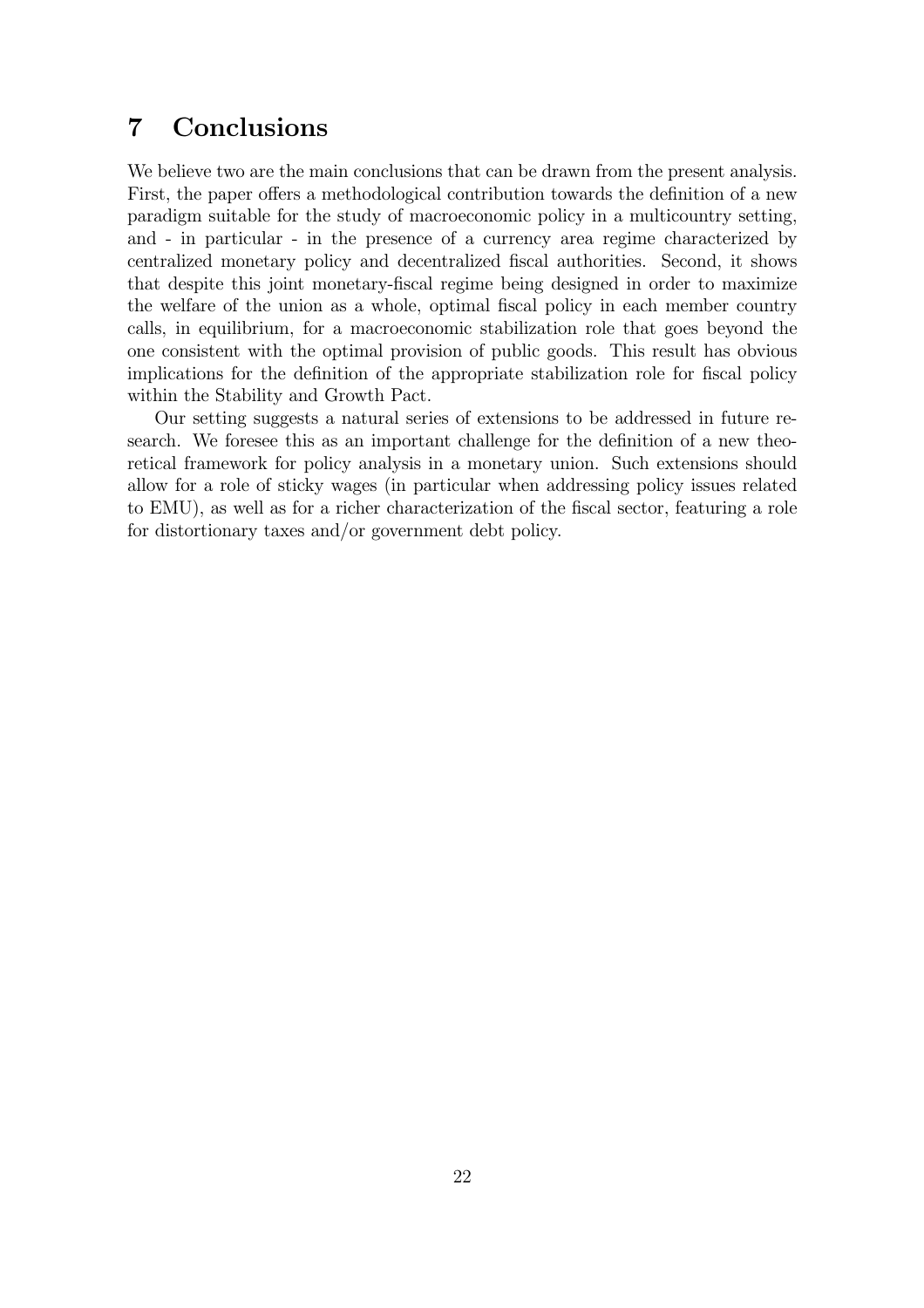## 7 Conclusions

We believe two are the main conclusions that can be drawn from the present analysis. First, the paper offers a methodological contribution towards the definition of a new paradigm suitable for the study of macroeconomic policy in a multicountry setting, and - in particular - in the presence of a currency area regime characterized by centralized monetary policy and decentralized fiscal authorities. Second, it shows that despite this joint monetary-fiscal regime being designed in order to maximize the welfare of the union as a whole, optimal fiscal policy in each member country calls, in equilibrium, for a macroeconomic stabilization role that goes beyond the one consistent with the optimal provision of public goods. This result has obvious implications for the definition of the appropriate stabilization role for fiscal policy within the Stability and Growth Pact.

Our setting suggests a natural series of extensions to be addressed in future research. We foresee this as an important challenge for the definition of a new theoretical framework for policy analysis in a monetary union. Such extensions should allow for a role of sticky wages (in particular when addressing policy issues related to EMU), as well as for a richer characterization of the fiscal sector, featuring a role for distortionary taxes and/or government debt policy.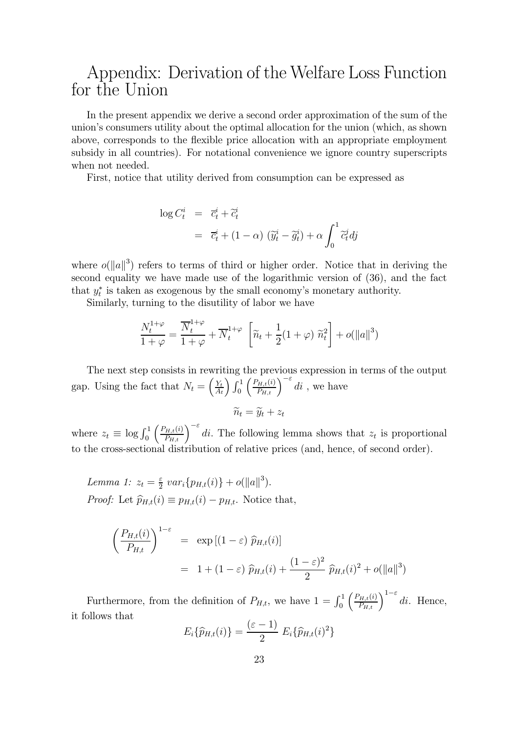# Appendix: Derivation of the Welfare Loss Function for the Union

In the present appendix we derive a second order approximation of the sum of the union's consumers utility about the optimal allocation for the union (which, as shown above, corresponds to the flexible price allocation with an appropriate employment subsidy in all countries). For notational convenience we ignore country superscripts when not needed.

First, notice that utility derived from consumption can be expressed as

$$
\begin{aligned}
\log C_t^i &= \overline{c}_t^i + \widetilde{c}_t^i \\
&= \overline{c}_t^i + (1-\alpha)\ (\widetilde{y}_t^i - \widetilde{g}_t^i) + \alpha \int_0^1 \widetilde{c}_t^j dj
\end{aligned}
$$

where $o(\|a\|^3)$ refers to terms of third or higher order. Notice that in deriving the second equality we have made use of the logarithmic version of (36), and the fact that $y_t^*$ is taken as exogenous by the small economy's monetary authority.

Similarly, turning to the disutility of labor we have

$$
\frac{N_t^{1+\varphi}}{1+\varphi} = \frac{\overline{N}_t^{1+\varphi}}{1+\varphi} + \overline{N}_t^{1+\varphi} \left[ \widetilde{n}_t + \frac{1}{2}(1+\varphi)\ \widetilde{n}_t^2 \right] + o(\|a\|^3)
$$

The next step consists in rewriting the previous expression in terms of the output gap. Using the fact that $N_t = \left(\frac{Y_t}{A_t}\right) \int_0^1 \left(\frac{P_{H,t}(i)}{P_{H,t}}\right)^{-\varepsilon} di$ , we have

$$
\widetilde{n}_t = \widetilde{y}_t + z_t
$$

where $z_t \equiv \log \int_0^1 \left(\frac{P_{H,t}(i)}{P_{H,t}}\right)^{-\varepsilon} di$. The following lemma shows that $z_t$ is proportional to the cross-sectional distribution of relative prices (and, hence, of second order).

*Lemma 1:* $z_t = \frac{\varepsilon}{2}\ var_i\{p_{H,t}(i)\} + o(\|a\|^3)$.

*Proof:* Let $\widehat{p}_{H,t}(i) \equiv p_{H,t}(i) - p_{H,t}$. Notice that,

$$
\begin{aligned}
\left(\frac{P_{H,t}(i)}{P_{H,t}}\right)^{1-\varepsilon} &= \exp\left[(1-\varepsilon)\ \widehat{p}_{H,t}(i)\right] \\
&= 1 + (1-\varepsilon)\ \widehat{p}_{H,t}(i) + \frac{(1-\varepsilon)^2}{2}\ \widehat{p}_{H,t}(i)^2 + o(\|a\|^3)
\end{aligned}
$$

Furthermore, from the definition of $P_{H,t}$, we have $1 = \int_0^1 \left(\frac{P_{H,t}(i)}{P_{H,t}}\right)^{1-\varepsilon} di$. Hence, it follows that

$$
E_i\{\widehat{p}_{H,t}(i)\} = \frac{(\varepsilon-1)}{2}\ E_i\{\widehat{p}_{H,t}(i)^2\}
$$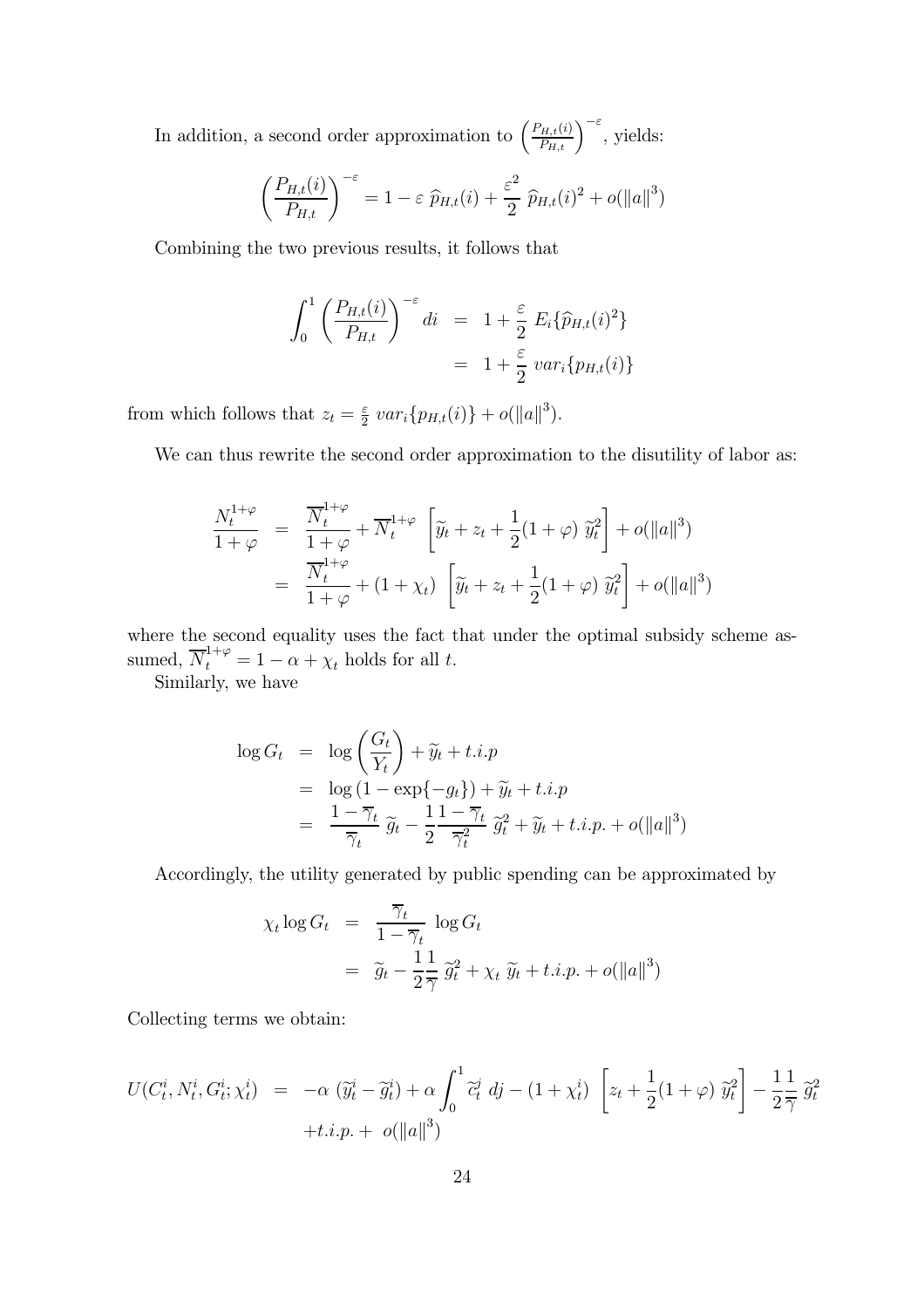In addition, a second order approximation to $\left(\frac{P_{H,t}(i)}{P_{H,t}}\right)^{-\varepsilon}$, yields:

$$\left(\frac{P_{H,t}(i)}{P_{H,t}}\right)^{-\varepsilon} = 1 - \varepsilon\ \widehat{p}_{H,t}(i) + \frac{\varepsilon^2}{2}\ \widehat{p}_{H,t}(i)^2 + o(\|a\|^3)$$

Combining the two previous results, it follows that

$$\begin{aligned}
\int_0^1 \left(\frac{P_{H,t}(i)}{P_{H,t}}\right)^{-\varepsilon} di &= 1 + \frac{\varepsilon}{2}\ E_i\{\widehat{p}_{H,t}(i)^2\} \\
&= 1 + \frac{\varepsilon}{2}\ var_i\{p_{H,t}(i)\}
\end{aligned}$$

from which follows that $z_t = \frac{\varepsilon}{2}\ var_i\{p_{H,t}(i)\} + o(\|a\|^3)$.

We can thus rewrite the second order approximation to the disutility of labor as:

$$\begin{aligned}
\frac{N_t^{1+\varphi}}{1+\varphi} &= \frac{\overline{N}_t^{1+\varphi}}{1+\varphi} + \overline{N}_t^{1+\varphi}\ \left[\widetilde{y}_t + z_t + \frac{1}{2}(1+\varphi)\ \widetilde{y}_t^2\right] + o(\|a\|^3) \\
&= \frac{\overline{N}_t^{1+\varphi}}{1+\varphi} + (1+\chi_t)\ \left[\widetilde{y}_t + z_t + \frac{1}{2}(1+\varphi)\ \widetilde{y}_t^2\right] + o(\|a\|^3)
\end{aligned}$$

where the second equality uses the fact that under the optimal subsidy scheme assumed, $\overline{N}_t^{1+\varphi} = 1 - \alpha + \chi_t$ holds for all $t$.

Similarly, we have

$$\begin{aligned}
\log G_t &= \log\left(\frac{G_t}{Y_t}\right) + \widetilde{y}_t + t.i.p \\
&= \log\left(1 - \exp\{-g_t\}\right) + \widetilde{y}_t + t.i.p \\
&= \frac{1-\overline{\gamma}_t}{\overline{\gamma}_t}\ \widetilde{g}_t - \frac{1}{2}\frac{1-\overline{\gamma}_t}{\overline{\gamma}_t^2}\ \widetilde{g}_t^2 + \widetilde{y}_t + t.i.p. + o(\|a\|^3)
\end{aligned}$$

Accordingly, the utility generated by public spending can be approximated by

$$\begin{aligned}
\chi_t \log G_t &= \frac{\overline{\gamma}_t}{1-\overline{\gamma}_t}\ \log G_t \\
&= \widetilde{g}_t - \frac{1}{2}\frac{1}{\overline{\gamma}}\ \widetilde{g}_t^2 + \chi_t\ \widetilde{y}_t + t.i.p. + o(\|a\|^3)
\end{aligned}$$

Collecting terms we obtain:

$$\begin{aligned}
U(C_t^i, N_t^i, G_t^i; \chi_t^i) &= -\alpha\ (\widetilde{y}_t^i - \widetilde{g}_t^i) + \alpha \int_0^1 \widetilde{c}_t^j\ dj - (1+\chi_t^i)\ \left[z_t + \frac{1}{2}(1+\varphi)\ \widetilde{y}_t^2\right] - \frac{1}{2}\frac{1}{\overline{\gamma}}\ \widetilde{g}_t^2 \\
&\quad + t.i.p. +\ o(\|a\|^3)
\end{aligned}$$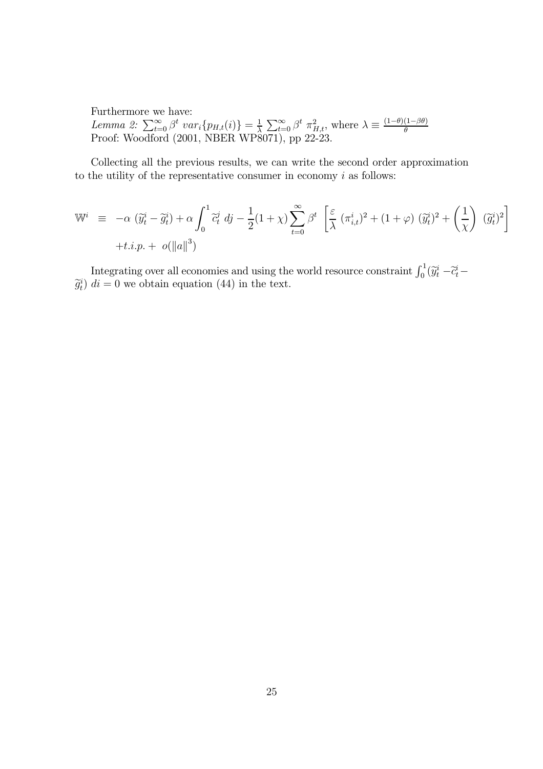Furthermore we have:

*Lemma 2:* $\sum_{t=0}^{\infty} \beta^t \; var_i\{p_{H,t}(i)\} = \frac{1}{\lambda} \sum_{t=0}^{\infty} \beta^t \; \pi_{H,t}^2$, where $\lambda \equiv \frac{(1-\theta)(1-\beta\theta)}{\theta}$

Proof: Woodford (2001, NBER WP8071), pp 22-23.

Collecting all the previous results, we can write the second order approximation to the utility of the representative consumer in economy $i$ as follows:

$$
\begin{aligned}
\mathbb{W}^i \;\equiv\; & -\alpha \; (\widetilde{y}_t^i - \widetilde{g}_t^i) + \alpha \int_0^1 \widetilde{c}_t^j \; dj - \frac{1}{2}(1+\chi) \sum_{t=0}^{\infty} \beta^t \; \left[ \frac{\varepsilon}{\lambda} \; (\pi_{i,t}^i)^2 + (1+\varphi) \; (\widetilde{y}_t^i)^2 + \left(\frac{1}{\chi}\right) \; (\widetilde{g}_t^i)^2 \right] \\
& + t.i.p. + \; o(\|a\|^3)
\end{aligned}
$$

Integrating over all economies and using the world resource constraint $\int_0^1 (\widetilde{y}_t^i - \widetilde{c}_t^i - \widetilde{g}_t^i) \; di = 0$ we obtain equation (44) in the text.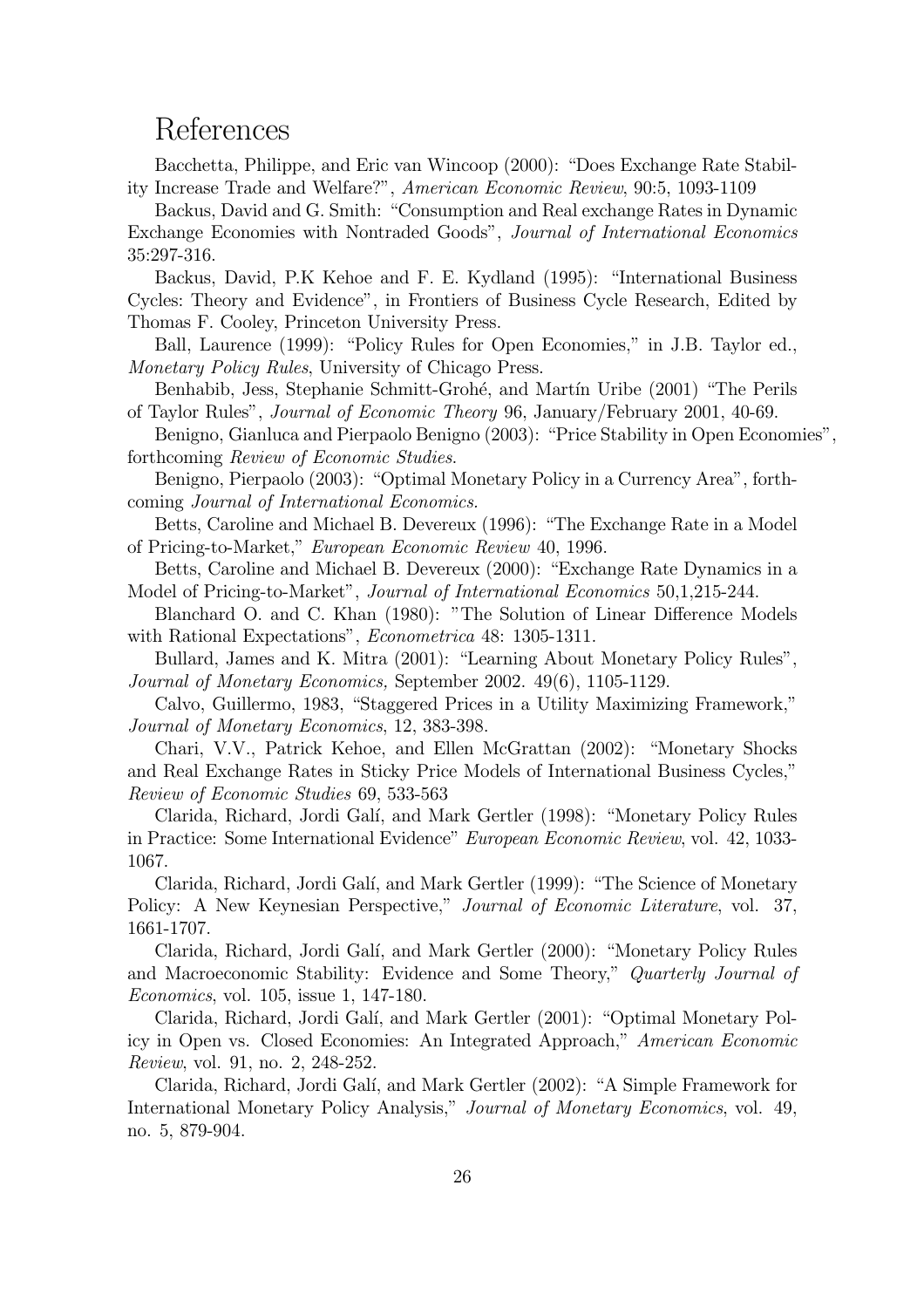# References

Bacchetta, Philippe, and Eric van Wincoop (2000): "Does Exchange Rate Stability Increase Trade and Welfare?", *American Economic Review*, 90:5, 1093-1109

Backus, David and G. Smith: "Consumption and Real exchange Rates in Dynamic Exchange Economies with Nontraded Goods", *Journal of International Economics* 35:297-316.

Backus, David, P.K Kehoe and F. E. Kydland (1995): "International Business Cycles: Theory and Evidence", in Frontiers of Business Cycle Research, Edited by Thomas F. Cooley, Princeton University Press.

Ball, Laurence (1999): "Policy Rules for Open Economies," in J.B. Taylor ed., *Monetary Policy Rules*, University of Chicago Press.

Benhabib, Jess, Stephanie Schmitt-Grohé, and Martín Uribe (2001) "The Perils of Taylor Rules", *Journal of Economic Theory* 96, January/February 2001, 40-69.

Benigno, Gianluca and Pierpaolo Benigno (2003): "Price Stability in Open Economies", forthcoming *Review of Economic Studies*.

Benigno, Pierpaolo (2003): "Optimal Monetary Policy in a Currency Area", forthcoming *Journal of International Economics*.

Betts, Caroline and Michael B. Devereux (1996): "The Exchange Rate in a Model of Pricing-to-Market," *European Economic Review* 40, 1996.

Betts, Caroline and Michael B. Devereux (2000): "Exchange Rate Dynamics in a Model of Pricing-to-Market", *Journal of International Economics* 50,1,215-244.

Blanchard O. and C. Khan (1980): "The Solution of Linear Difference Models with Rational Expectations", *Econometrica* 48: 1305-1311.

Bullard, James and K. Mitra (2001): "Learning About Monetary Policy Rules", *Journal of Monetary Economics,* September 2002. 49(6), 1105-1129.

Calvo, Guillermo, 1983, "Staggered Prices in a Utility Maximizing Framework," *Journal of Monetary Economics*, 12, 383-398.

Chari, V.V., Patrick Kehoe, and Ellen McGrattan (2002): "Monetary Shocks and Real Exchange Rates in Sticky Price Models of International Business Cycles," *Review of Economic Studies* 69, 533-563

Clarida, Richard, Jordi Galí, and Mark Gertler (1998): "Monetary Policy Rules in Practice: Some International Evidence" *European Economic Review*, vol. 42, 1033-1067.

Clarida, Richard, Jordi Galí, and Mark Gertler (1999): "The Science of Monetary Policy: A New Keynesian Perspective," *Journal of Economic Literature*, vol. 37, 1661-1707.

Clarida, Richard, Jordi Galí, and Mark Gertler (2000): "Monetary Policy Rules and Macroeconomic Stability: Evidence and Some Theory," *Quarterly Journal of Economics*, vol. 105, issue 1, 147-180.

Clarida, Richard, Jordi Galí, and Mark Gertler (2001): "Optimal Monetary Policy in Open vs. Closed Economies: An Integrated Approach," *American Economic Review*, vol. 91, no. 2, 248-252.

Clarida, Richard, Jordi Galí, and Mark Gertler (2002): "A Simple Framework for International Monetary Policy Analysis," *Journal of Monetary Economics*, vol. 49, no. 5, 879-904.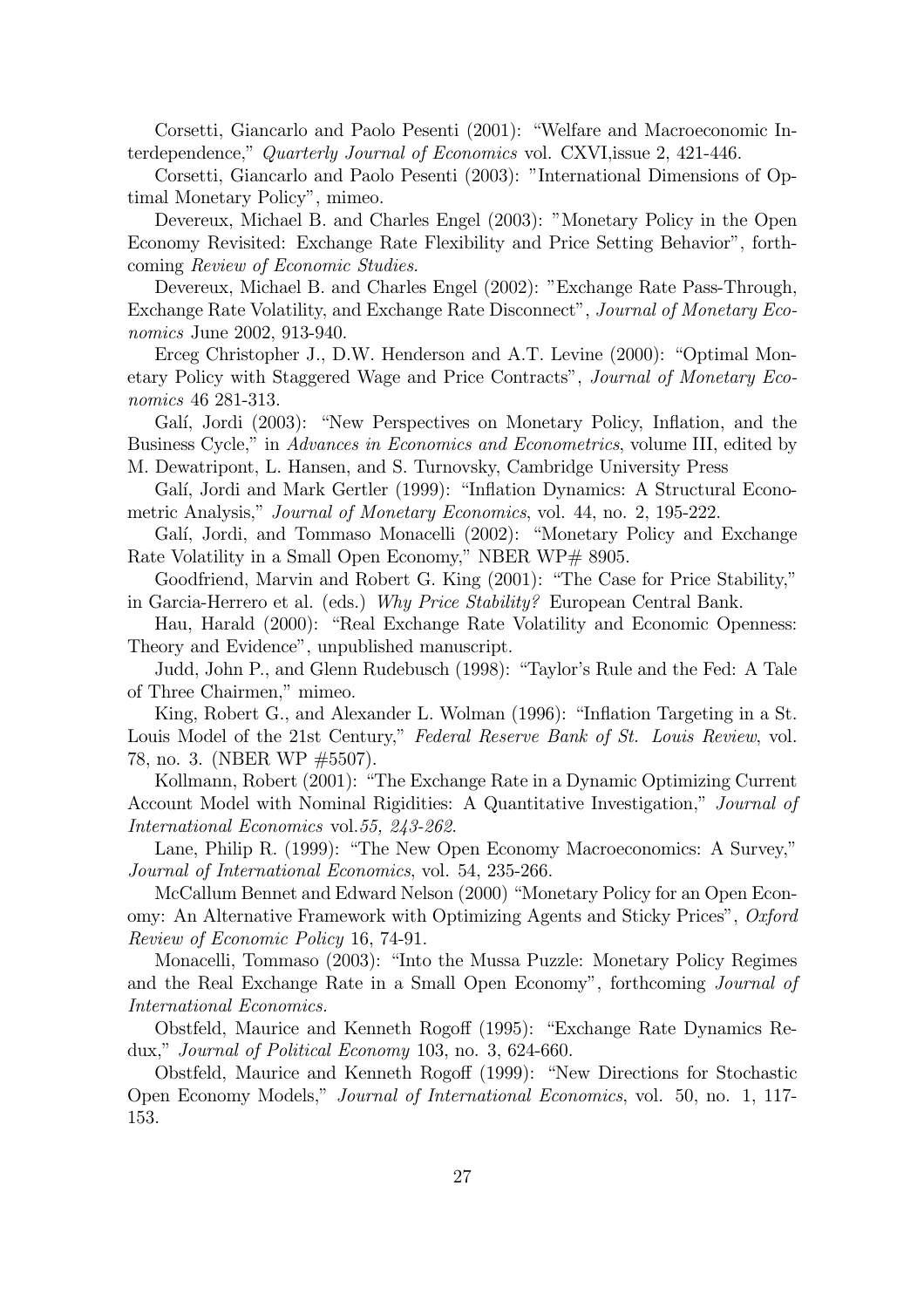Corsetti, Giancarlo and Paolo Pesenti (2001): "Welfare and Macroeconomic Interdependence," *Quarterly Journal of Economics* vol. CXVI,issue 2, 421-446.

Corsetti, Giancarlo and Paolo Pesenti (2003): "International Dimensions of Optimal Monetary Policy", mimeo.

Devereux, Michael B. and Charles Engel (2003): "Monetary Policy in the Open Economy Revisited: Exchange Rate Flexibility and Price Setting Behavior", forthcoming *Review of Economic Studies.*

Devereux, Michael B. and Charles Engel (2002): "Exchange Rate Pass-Through, Exchange Rate Volatility, and Exchange Rate Disconnect", *Journal of Monetary Economics* June 2002, 913-940.

Erceg Christopher J., D.W. Henderson and A.T. Levine (2000): "Optimal Monetary Policy with Staggered Wage and Price Contracts", *Journal of Monetary Economics* 46 281-313.

Galí, Jordi (2003): "New Perspectives on Monetary Policy, Inflation, and the Business Cycle," in *Advances in Economics and Econometrics*, volume III, edited by M. Dewatripont, L. Hansen, and S. Turnovsky, Cambridge University Press

Galí, Jordi and Mark Gertler (1999): "Inflation Dynamics: A Structural Econometric Analysis," *Journal of Monetary Economics*, vol. 44, no. 2, 195-222.

Galí, Jordi, and Tommaso Monacelli (2002): "Monetary Policy and Exchange Rate Volatility in a Small Open Economy," NBER WP# 8905.

Goodfriend, Marvin and Robert G. King (2001): "The Case for Price Stability," in Garcia-Herrero et al. (eds.) *Why Price Stability?* European Central Bank.

Hau, Harald (2000): "Real Exchange Rate Volatility and Economic Openness: Theory and Evidence", unpublished manuscript.

Judd, John P., and Glenn Rudebusch (1998): "Taylor's Rule and the Fed: A Tale of Three Chairmen," mimeo.

King, Robert G., and Alexander L. Wolman (1996): "Inflation Targeting in a St. Louis Model of the 21st Century," *Federal Reserve Bank of St. Louis Review*, vol. 78, no. 3. (NBER WP #5507).

Kollmann, Robert (2001): "The Exchange Rate in a Dynamic Optimizing Current Account Model with Nominal Rigidities: A Quantitative Investigation," *Journal of International Economics* vol.*55, 243-262.*

Lane, Philip R. (1999): "The New Open Economy Macroeconomics: A Survey," *Journal of International Economics*, vol. 54, 235-266.

McCallum Bennet and Edward Nelson (2000) "Monetary Policy for an Open Economy: An Alternative Framework with Optimizing Agents and Sticky Prices", *Oxford Review of Economic Policy* 16, 74-91.

Monacelli, Tommaso (2003): "Into the Mussa Puzzle: Monetary Policy Regimes and the Real Exchange Rate in a Small Open Economy", forthcoming *Journal of International Economics.*

Obstfeld, Maurice and Kenneth Rogoff (1995): "Exchange Rate Dynamics Redux," *Journal of Political Economy* 103, no. 3, 624-660.

Obstfeld, Maurice and Kenneth Rogoff (1999): "New Directions for Stochastic Open Economy Models," *Journal of International Economics*, vol. 50, no. 1, 117-153.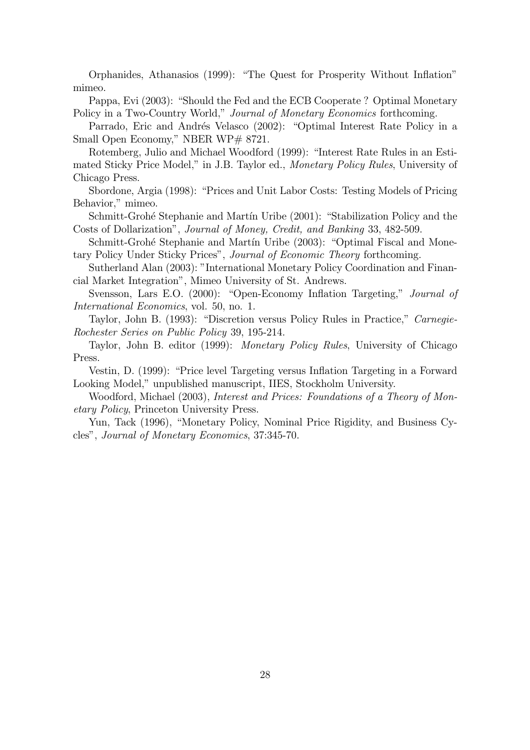Orphanides, Athanasios (1999): "The Quest for Prosperity Without Inflation" mimeo.

Pappa, Evi (2003): "Should the Fed and the ECB Cooperate ? Optimal Monetary Policy in a Two-Country World," *Journal of Monetary Economics* forthcoming.

Parrado, Eric and Andrés Velasco (2002): "Optimal Interest Rate Policy in a Small Open Economy," NBER WP# 8721.

Rotemberg, Julio and Michael Woodford (1999): "Interest Rate Rules in an Estimated Sticky Price Model," in J.B. Taylor ed., *Monetary Policy Rules*, University of Chicago Press.

Sbordone, Argia (1998): "Prices and Unit Labor Costs: Testing Models of Pricing Behavior," mimeo.

Schmitt-Grohé Stephanie and Martín Uribe (2001): "Stabilization Policy and the Costs of Dollarization", *Journal of Money, Credit, and Banking* 33, 482-509.

Schmitt-Grohé Stephanie and Martín Uribe (2003): "Optimal Fiscal and Monetary Policy Under Sticky Prices", *Journal of Economic Theory* forthcoming.

Sutherland Alan (2003): "International Monetary Policy Coordination and Financial Market Integration", Mimeo University of St. Andrews.

Svensson, Lars E.O. (2000): "Open-Economy Inflation Targeting," *Journal of International Economics*, vol. 50, no. 1.

Taylor, John B. (1993): "Discretion versus Policy Rules in Practice," *Carnegie-Rochester Series on Public Policy* 39, 195-214.

Taylor, John B. editor (1999): *Monetary Policy Rules*, University of Chicago Press.

Vestin, D. (1999): "Price level Targeting versus Inflation Targeting in a Forward Looking Model," unpublished manuscript, IIES, Stockholm University.

Woodford, Michael (2003), *Interest and Prices: Foundations of a Theory of Monetary Policy*, Princeton University Press.

Yun, Tack (1996), "Monetary Policy, Nominal Price Rigidity, and Business Cycles", *Journal of Monetary Economics*, 37:345-70.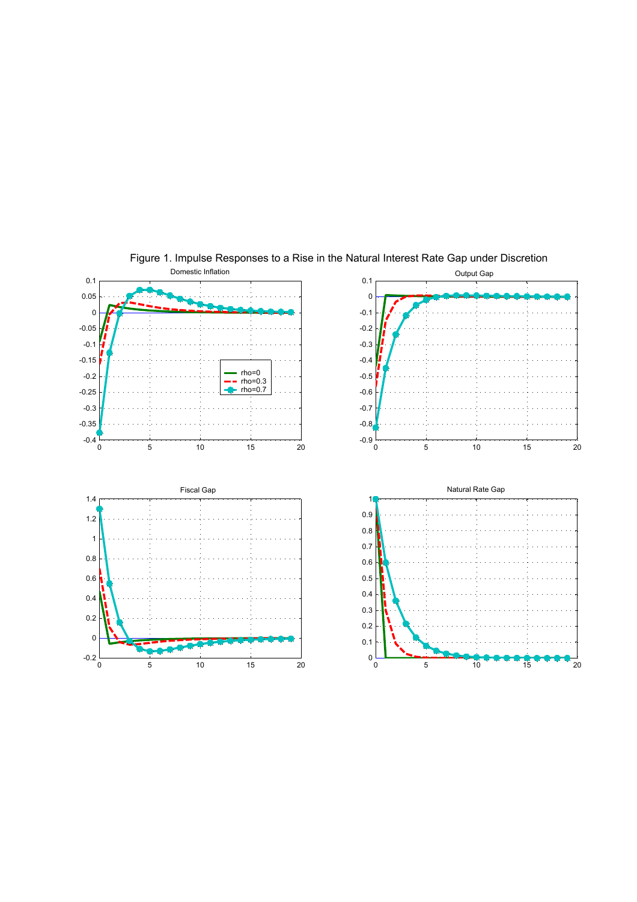Figure 1. Impulse Responses to a Rise in the Natural Interest Rate Gap under Discretion

Domestic Inflation

0.1
0.05
0
-0.05
-0.1
-0.15
-0.2
-0.25
-0.3
-0.35
-0.4
0 5 10 15 20

rho=0
rho=0.3
rho=0.7

Output Gap

0.1
0
-0.1
-0.2
-0.3
-0.4
-0.5
-0.6
-0.7
-0.8
-0.9
0 5 10 15 20

Fiscal Gap

1.4
1.2
1
0.8
0.6
0.4
0.2
0
-0.2
0 5 10 15 20

Natural Rate Gap

1
0.9
0.8
0.7
0.6
0.5
0.4
0.3
0.2
0.1
0
0 5 10 15 20